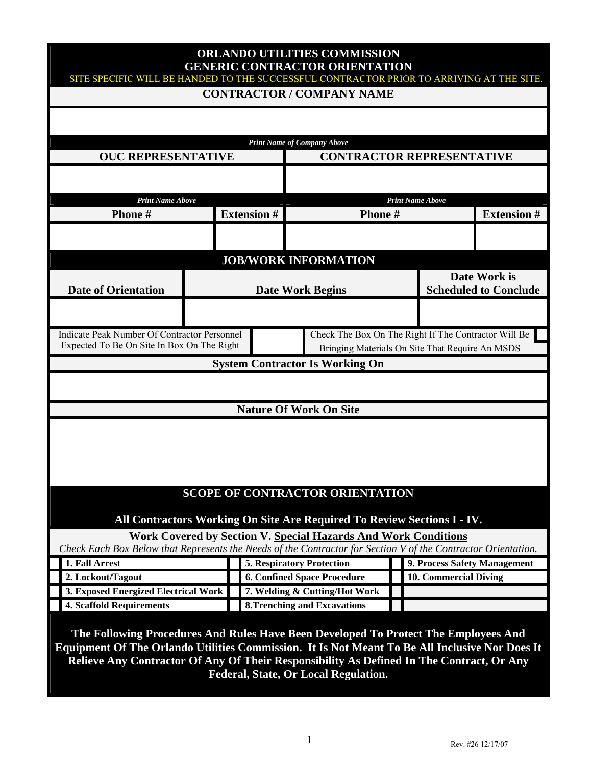# ORLANDO UTILITIES COMMISSION
# GENERIC CONTRACTOR ORIENTATION

SITE SPECIFIC WILL BE HANDED TO THE SUCCESSFUL CONTRACTOR PRIOR TO ARRIVING AT THE SITE.

## CONTRACTOR / COMPANY NAME

| |
|---|
| |
| *Print Name of Company Above* |

| OUC REPRESENTATIVE | | CONTRACTOR REPRESENTATIVE | |
|---|---|---|---|
| | | | |
| *Print Name Above* | | *Print Name Above* | |
| **Phone #** | **Extension #** | **Phone #** | **Extension #** |
| | | | |

## JOB/WORK INFORMATION

| Date of Orientation | Date Work Begins | Date Work is Scheduled to Conclude |
|---|---|---|
| | | |

| Indicate Peak Number Of Contractor Personnel Expected To Be On Site In Box On The Right | | Check The Box On The Right If The Contractor Will Be Bringing Materials On Site That Require An MSDS | ☐ |
|---|---|---|---|

**System Contractor Is Working On**

**Nature Of Work On Site**

## SCOPE OF CONTRACTOR ORIENTATION

**All Contractors Working On Site Are Required To Review Sections I - IV.**

**Work Covered by Section V. Special Hazards And Work Conditions**

*Check Each Box Below that Represents the Needs of the Contractor for Section V of the Contractor Orientation.*

| | | | | | |
|---|---|---|---|---|---|
| ☐ | **1. Fall Arrest** | ☐ | **5. Respiratory Protection** | ☐ | **9. Process Safety Management** |
| ☐ | **2. Lockout/Tagout** | ☐ | **6. Confined Space Procedure** | ☐ | **10. Commercial Diving** |
| ☐ | **3. Exposed Energized Electrical Work** | ☐ | **7. Welding & Cutting/Hot Work** | ☐ | |
| ☐ | **4. Scaffold Requirements** | ☐ | **8.Trenching and Excavations** | ☐ | |

**The Following Procedures And Rules Have Been Developed To Protect The Employees And Equipment Of The Orlando Utilities Commission. It Is Not Meant To Be All Inclusive Nor Does It Relieve Any Contractor Of Any Of Their Responsibility As Defined In The Contract, Or Any Federal, State, Or Local Regulation.**

Rev. #26 12/17/07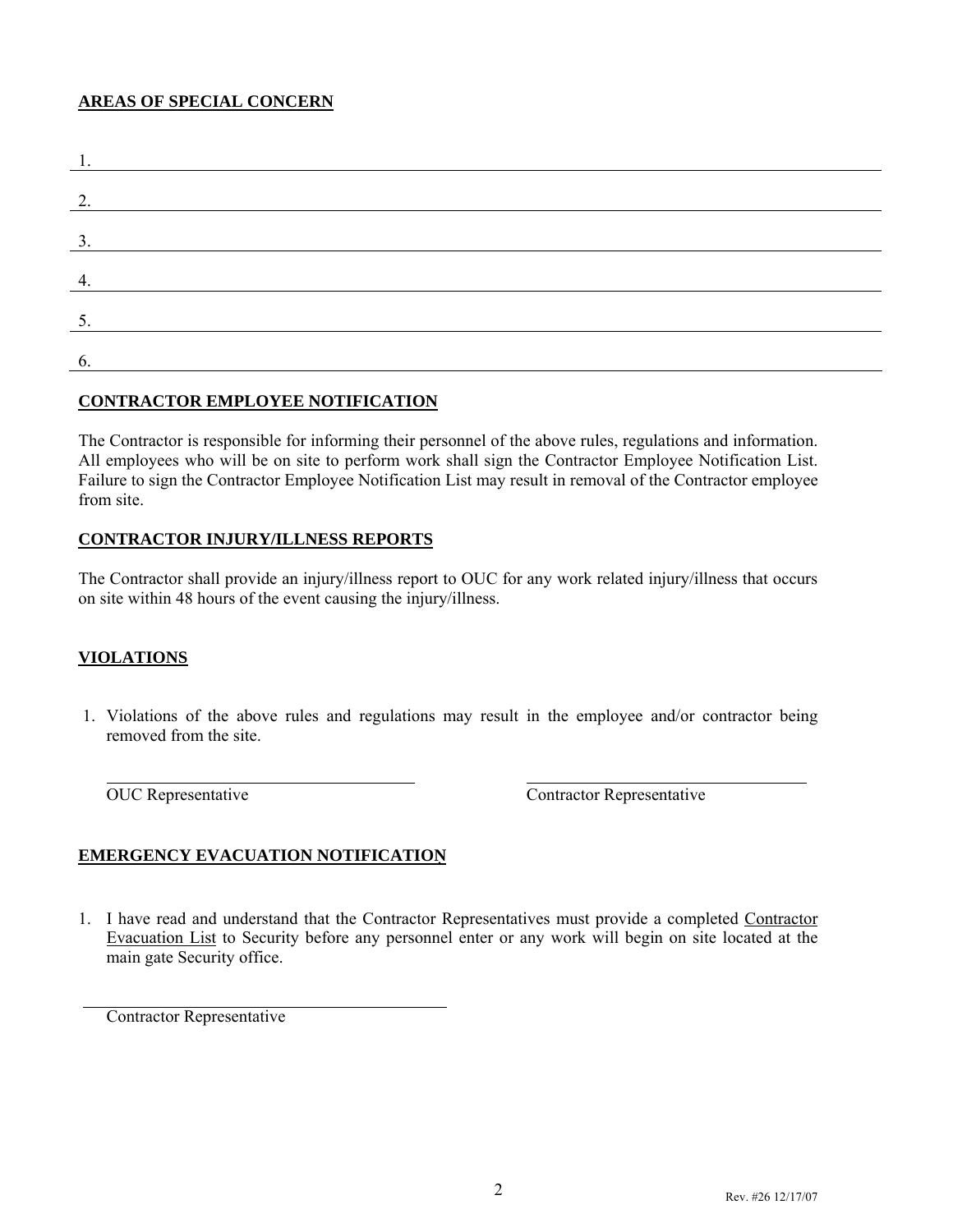**AREAS OF SPECIAL CONCERN**

1. \_\_\_\_\_\_\_\_\_\_\_\_\_\_\_\_\_\_\_\_\_\_\_\_\_\_\_\_\_\_\_\_\_\_\_\_\_\_\_\_\_\_\_\_

2. \_\_\_\_\_\_\_\_\_\_\_\_\_\_\_\_\_\_\_\_\_\_\_\_\_\_\_\_\_\_\_\_\_\_\_\_\_\_\_\_\_\_\_\_

3. \_\_\_\_\_\_\_\_\_\_\_\_\_\_\_\_\_\_\_\_\_\_\_\_\_\_\_\_\_\_\_\_\_\_\_\_\_\_\_\_\_\_\_\_

4. \_\_\_\_\_\_\_\_\_\_\_\_\_\_\_\_\_\_\_\_\_\_\_\_\_\_\_\_\_\_\_\_\_\_\_\_\_\_\_\_\_\_\_\_

5. \_\_\_\_\_\_\_\_\_\_\_\_\_\_\_\_\_\_\_\_\_\_\_\_\_\_\_\_\_\_\_\_\_\_\_\_\_\_\_\_\_\_\_\_

6. \_\_\_\_\_\_\_\_\_\_\_\_\_\_\_\_\_\_\_\_\_\_\_\_\_\_\_\_\_\_\_\_\_\_\_\_\_\_\_\_\_\_\_\_

**CONTRACTOR EMPLOYEE NOTIFICATION**

The Contractor is responsible for informing their personnel of the above rules, regulations and information. All employees who will be on site to perform work shall sign the Contractor Employee Notification List. Failure to sign the Contractor Employee Notification List may result in removal of the Contractor employee from site.

**CONTRACTOR INJURY/ILLNESS REPORTS**

The Contractor shall provide an injury/illness report to OUC for any work related injury/illness that occurs on site within 48 hours of the event causing the injury/illness.

**VIOLATIONS**

1. Violations of the above rules and regulations may result in the employee and/or contractor being removed from the site.

\_\_\_\_\_\_\_\_\_\_\_\_\_\_\_\_\_\_\_\_\_\_\_\_\_\_\_\_\_\_ \_\_\_\_\_\_\_\_\_\_\_\_\_\_\_\_\_\_\_\_\_\_\_\_\_\_\_\_\_\_

OUC Representative Contractor Representative

**EMERGENCY EVACUATION NOTIFICATION**

1. I have read and understand that the Contractor Representatives must provide a completed Contractor Evacuation List to Security before any personnel enter or any work will begin on site located at the main gate Security office.

\_\_\_\_\_\_\_\_\_\_\_\_\_\_\_\_\_\_\_\_\_\_\_\_\_\_\_\_\_\_

Contractor Representative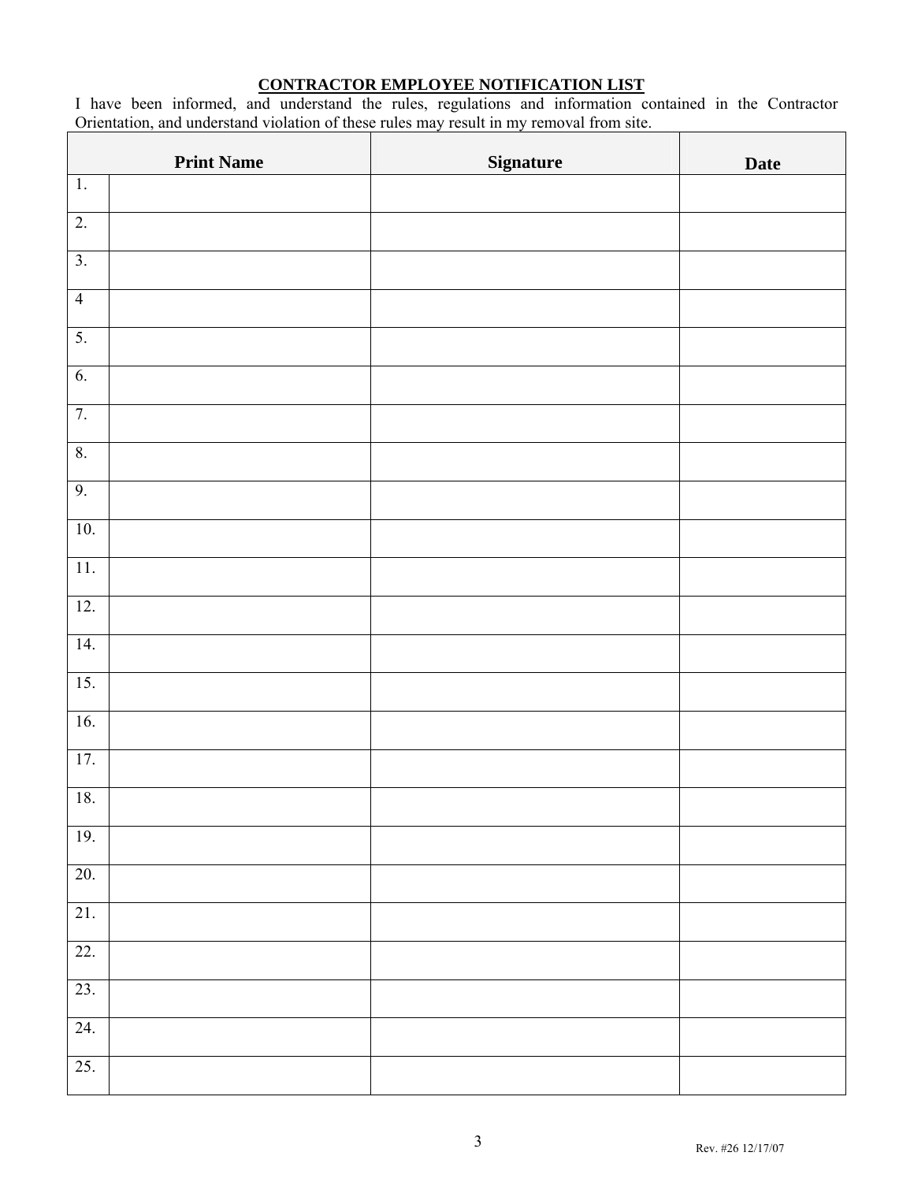**CONTRACTOR EMPLOYEE NOTIFICATION LIST**

I have been informed, and understand the rules, regulations and information contained in the Contractor Orientation, and understand violation of these rules may result in my removal from site.

| Print Name | | Signature | Date |
|---|---|---|---|
| 1. | | | |
| 2. | | | |
| 3. | | | |
| 4 | | | |
| 5. | | | |
| 6. | | | |
| 7. | | | |
| 8. | | | |
| 9. | | | |
| 10. | | | |
| 11. | | | |
| 12. | | | |
| 14. | | | |
| 15. | | | |
| 16. | | | |
| 17. | | | |
| 18. | | | |
| 19. | | | |
| 20. | | | |
| 21. | | | |
| 22. | | | |
| 23. | | | |
| 24. | | | |
| 25. | | | |

Rev. #26 12/17/07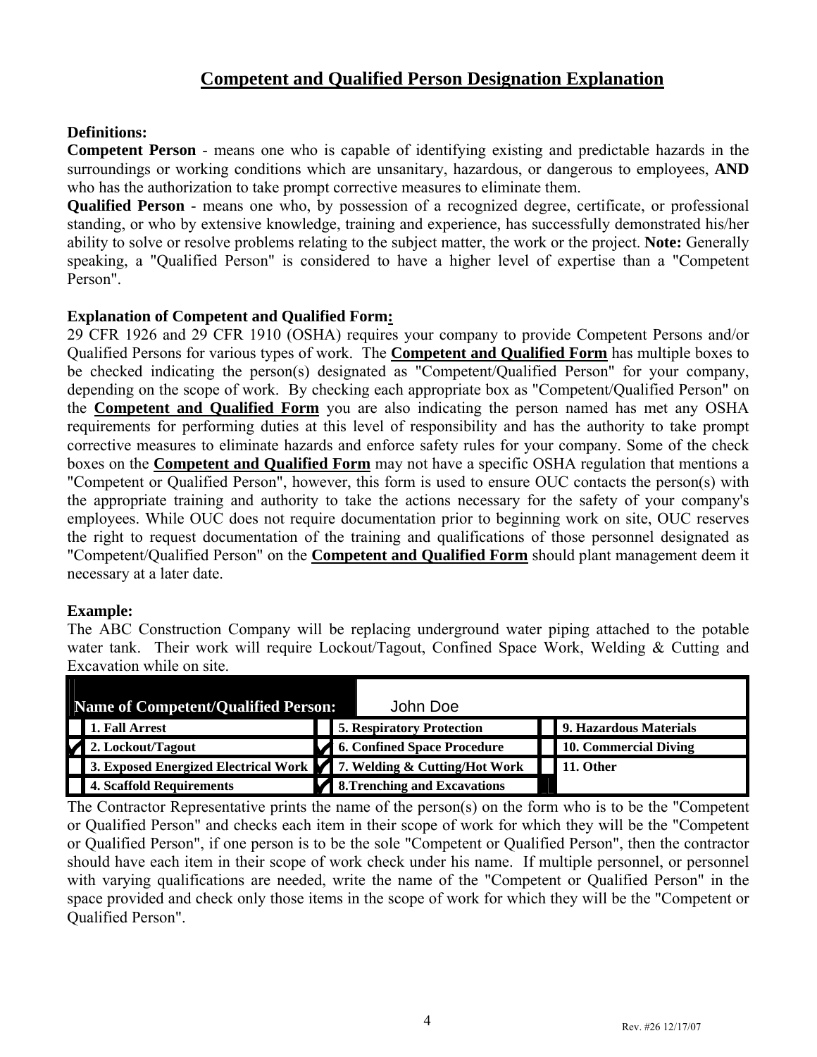## Competent and Qualified Person Designation Explanation

**Definitions:**

**Competent Person** - means one who is capable of identifying existing and predictable hazards in the surroundings or working conditions which are unsanitary, hazardous, or dangerous to employees, **AND** who has the authorization to take prompt corrective measures to eliminate them.

**Qualified Person** - means one who, by possession of a recognized degree, certificate, or professional standing, or who by extensive knowledge, training and experience, has successfully demonstrated his/her ability to solve or resolve problems relating to the subject matter, the work or the project. **Note:** Generally speaking, a "Qualified Person" is considered to have a higher level of expertise than a "Competent Person".

**Explanation of Competent and Qualified Form:**

29 CFR 1926 and 29 CFR 1910 (OSHA) requires your company to provide Competent Persons and/or Qualified Persons for various types of work. The **Competent and Qualified Form** has multiple boxes to be checked indicating the person(s) designated as "Competent/Qualified Person" for your company, depending on the scope of work. By checking each appropriate box as "Competent/Qualified Person" on the **Competent and Qualified Form** you are also indicating the person named has met any OSHA requirements for performing duties at this level of responsibility and has the authority to take prompt corrective measures to eliminate hazards and enforce safety rules for your company. Some of the check boxes on the **Competent and Qualified Form** may not have a specific OSHA regulation that mentions a "Competent or Qualified Person", however, this form is used to ensure OUC contacts the person(s) with the appropriate training and authority to take the actions necessary for the safety of your company's employees. While OUC does not require documentation prior to beginning work on site, OUC reserves the right to request documentation of the training and qualifications of those personnel designated as "Competent/Qualified Person" on the **Competent and Qualified Form** should plant management deem it necessary at a later date.

**Example:**

The ABC Construction Company will be replacing underground water piping attached to the potable water tank. Their work will require Lockout/Tagout, Confined Space Work, Welding & Cutting and Excavation while on site.

| | **Name of Competent/Qualified Person:** | | John Doe | | |
|---|---|---|---|---|---|
| | **1. Fall Arrest** | | **5. Respiratory Protection** | | **9. Hazardous Materials** |
| ✔ | **2. Lockout/Tagout** | ✔ | **6. Confined Space Procedure** | | **10. Commercial Diving** |
| | **3. Exposed Energized Electrical Work** | ✔ | **7. Welding & Cutting/Hot Work** | | **11. Other** |
| | **4. Scaffold Requirements** | ✔ | **8.Trenching and Excavations** | | |

The Contractor Representative prints the name of the person(s) on the form who is to be the "Competent or Qualified Person" and checks each item in their scope of work for which they will be the "Competent or Qualified Person", if one person is to be the sole "Competent or Qualified Person", then the contractor should have each item in their scope of work check under his name. If multiple personnel, or personnel with varying qualifications are needed, write the name of the "Competent or Qualified Person" in the space provided and check only those items in the scope of work for which they will be the "Competent or Qualified Person".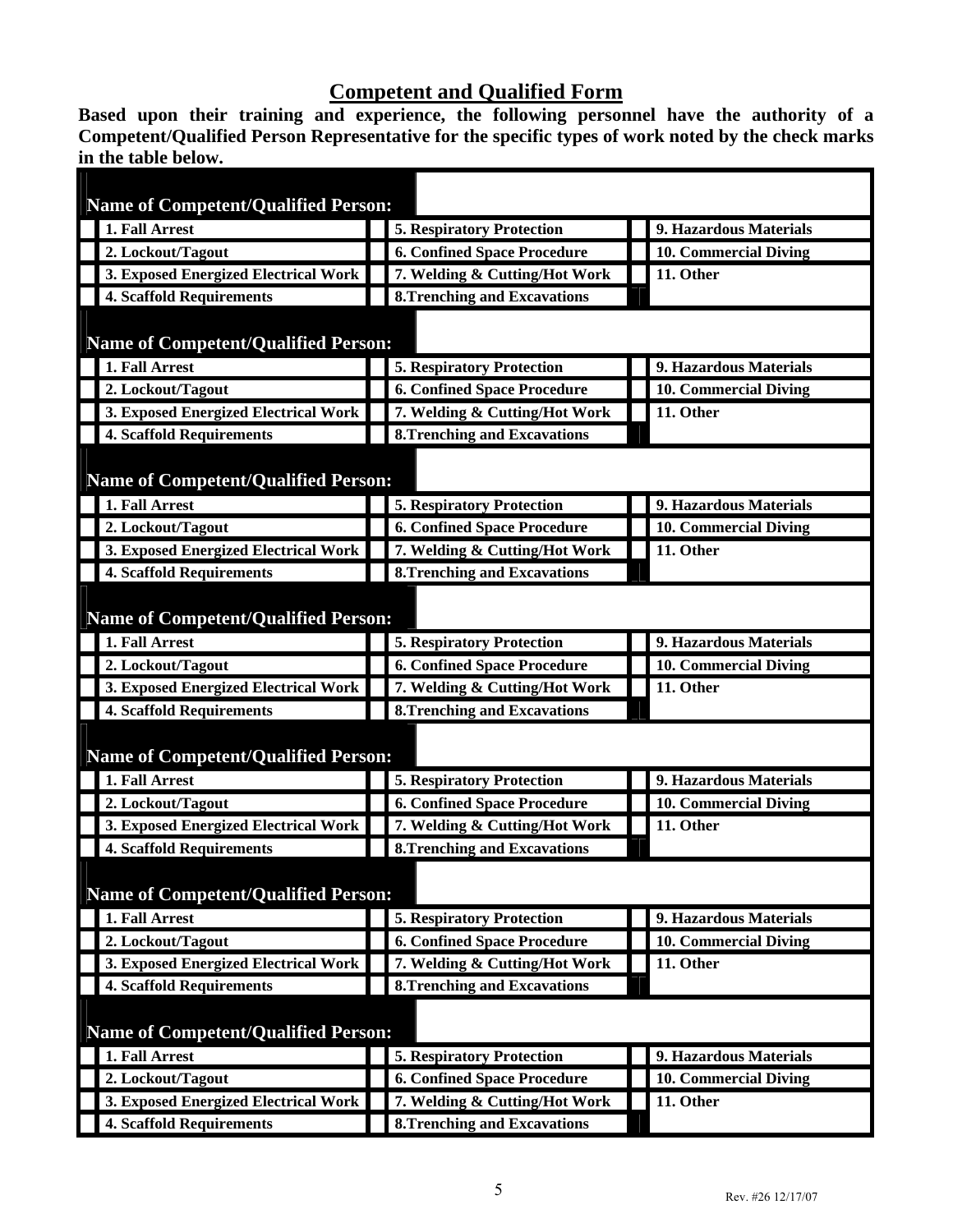## Competent and Qualified Form

**Based upon their training and experience, the following personnel have the authority of a Competent/Qualified Person Representative for the specific types of work noted by the check marks in the table below.**

| **Name of Competent/Qualified Person:** | | | | | |
|---|---|---|---|---|---|
| | **1. Fall Arrest** | | **5. Respiratory Protection** | | **9. Hazardous Materials** |
| | **2. Lockout/Tagout** | | **6. Confined Space Procedure** | | **10. Commercial Diving** |
| | **3. Exposed Energized Electrical Work** | | **7. Welding & Cutting/Hot Work** | | **11. Other** |
| | **4. Scaffold Requirements** | | **8.Trenching and Excavations** | | |
| **Name of Competent/Qualified Person:** | | | | | |
| | **1. Fall Arrest** | | **5. Respiratory Protection** | | **9. Hazardous Materials** |
| | **2. Lockout/Tagout** | | **6. Confined Space Procedure** | | **10. Commercial Diving** |
| | **3. Exposed Energized Electrical Work** | | **7. Welding & Cutting/Hot Work** | | **11. Other** |
| | **4. Scaffold Requirements** | | **8.Trenching and Excavations** | | |
| **Name of Competent/Qualified Person:** | | | | | |
| | **1. Fall Arrest** | | **5. Respiratory Protection** | | **9. Hazardous Materials** |
| | **2. Lockout/Tagout** | | **6. Confined Space Procedure** | | **10. Commercial Diving** |
| | **3. Exposed Energized Electrical Work** | | **7. Welding & Cutting/Hot Work** | | **11. Other** |
| | **4. Scaffold Requirements** | | **8.Trenching and Excavations** | | |
| **Name of Competent/Qualified Person:** | | | | | |
| | **1. Fall Arrest** | | **5. Respiratory Protection** | | **9. Hazardous Materials** |
| | **2. Lockout/Tagout** | | **6. Confined Space Procedure** | | **10. Commercial Diving** |
| | **3. Exposed Energized Electrical Work** | | **7. Welding & Cutting/Hot Work** | | **11. Other** |
| | **4. Scaffold Requirements** | | **8.Trenching and Excavations** | | |
| **Name of Competent/Qualified Person:** | | | | | |
| | **1. Fall Arrest** | | **5. Respiratory Protection** | | **9. Hazardous Materials** |
| | **2. Lockout/Tagout** | | **6. Confined Space Procedure** | | **10. Commercial Diving** |
| | **3. Exposed Energized Electrical Work** | | **7. Welding & Cutting/Hot Work** | | **11. Other** |
| | **4. Scaffold Requirements** | | **8.Trenching and Excavations** | | |
| **Name of Competent/Qualified Person:** | | | | | |
| | **1. Fall Arrest** | | **5. Respiratory Protection** | | **9. Hazardous Materials** |
| | **2. Lockout/Tagout** | | **6. Confined Space Procedure** | | **10. Commercial Diving** |
| | **3. Exposed Energized Electrical Work** | | **7. Welding & Cutting/Hot Work** | | **11. Other** |
| | **4. Scaffold Requirements** | | **8.Trenching and Excavations** | | |
| **Name of Competent/Qualified Person:** | | | | | |
| | **1. Fall Arrest** | | **5. Respiratory Protection** | | **9. Hazardous Materials** |
| | **2. Lockout/Tagout** | | **6. Confined Space Procedure** | | **10. Commercial Diving** |
| | **3. Exposed Energized Electrical Work** | | **7. Welding & Cutting/Hot Work** | | **11. Other** |
| | **4. Scaffold Requirements** | | **8.Trenching and Excavations** | | |

Rev. #26 12/17/07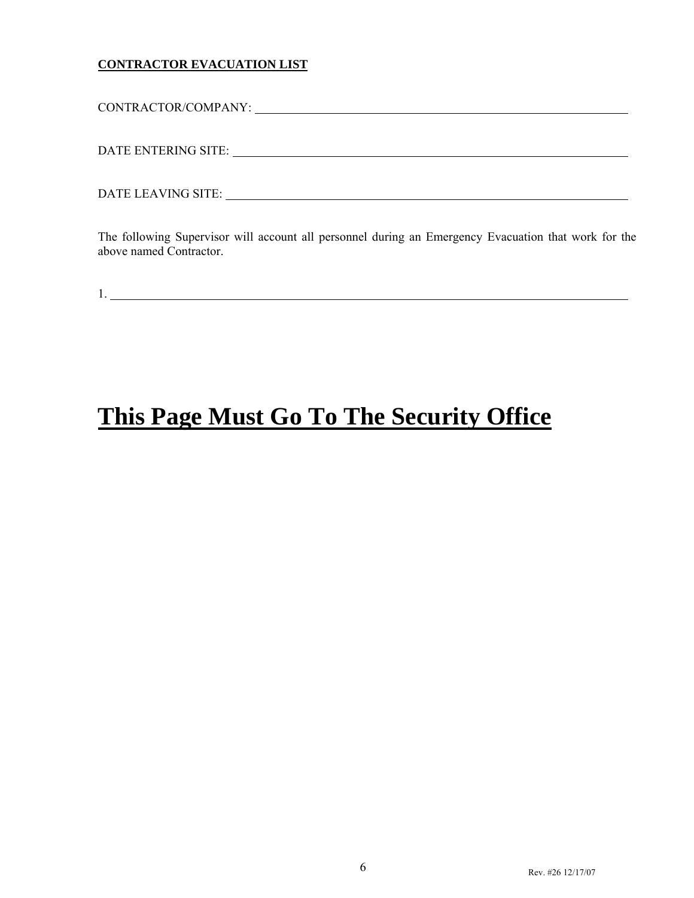**CONTRACTOR EVACUATION LIST**

CONTRACTOR/COMPANY: ______________________________________________

DATE ENTERING SITE: ______________________________________________

DATE LEAVING SITE: ______________________________________________

The following Supervisor will account all personnel during an Emergency Evacuation that work for the above named Contractor.

1. ______________________________________________

# This Page Must Go To The Security Office

Rev. #26 12/17/07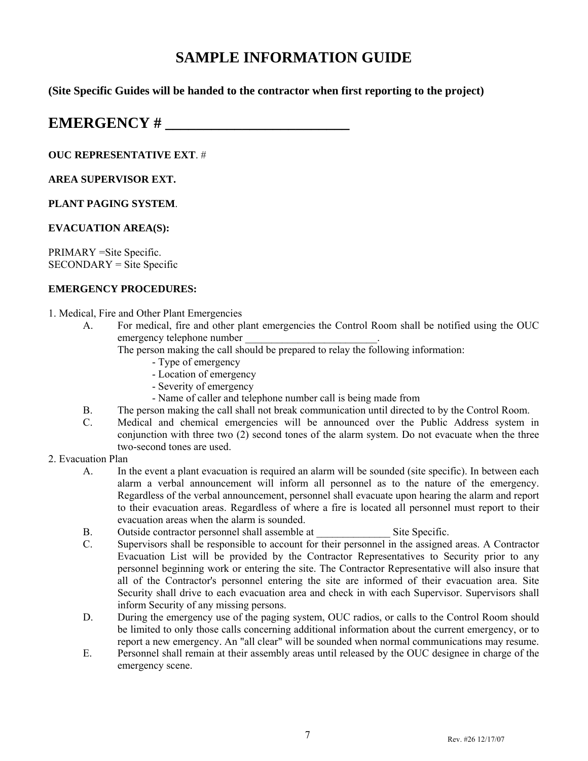# SAMPLE INFORMATION GUIDE

**(Site Specific Guides will be handed to the contractor when first reporting to the project)**

## EMERGENCY # ________________________

**OUC REPRESENTATIVE EXT**. #

**AREA SUPERVISOR EXT.**

**PLANT PAGING SYSTEM**.

**EVACUATION AREA(S):**

PRIMARY =Site Specific.
SECONDARY = Site Specific

**EMERGENCY PROCEDURES:**

1. Medical, Fire and Other Plant Emergencies
   - A. For medical, fire and other plant emergencies the Control Room shall be notified using the OUC emergency telephone number _________________________.
     The person making the call should be prepared to relay the following information:
     - Type of emergency
     - Location of emergency
     - Severity of emergency
     - Name of caller and telephone number call is being made from
   - B. The person making the call shall not break communication until directed to by the Control Room.
   - C. Medical and chemical emergencies will be announced over the Public Address system in conjunction with three two (2) second tones of the alarm system. Do not evacuate when the three two-second tones are used.
2. Evacuation Plan
   - A. In the event a plant evacuation is required an alarm will be sounded (site specific). In between each alarm a verbal announcement will inform all personnel as to the nature of the emergency. Regardless of the verbal announcement, personnel shall evacuate upon hearing the alarm and report to their evacuation areas. Regardless of where a fire is located all personnel must report to their evacuation areas when the alarm is sounded.
   - B. Outside contractor personnel shall assemble at ______________ Site Specific.
   - C. Supervisors shall be responsible to account for their personnel in the assigned areas. A Contractor Evacuation List will be provided by the Contractor Representatives to Security prior to any personnel beginning work or entering the site. The Contractor Representative will also insure that all of the Contractor's personnel entering the site are informed of their evacuation area. Site Security shall drive to each evacuation area and check in with each Supervisor. Supervisors shall inform Security of any missing persons.
   - D. During the emergency use of the paging system, OUC radios, or calls to the Control Room should be limited to only those calls concerning additional information about the current emergency, or to report a new emergency. An "all clear" will be sounded when normal communications may resume.
   - E. Personnel shall remain at their assembly areas until released by the OUC designee in charge of the emergency scene.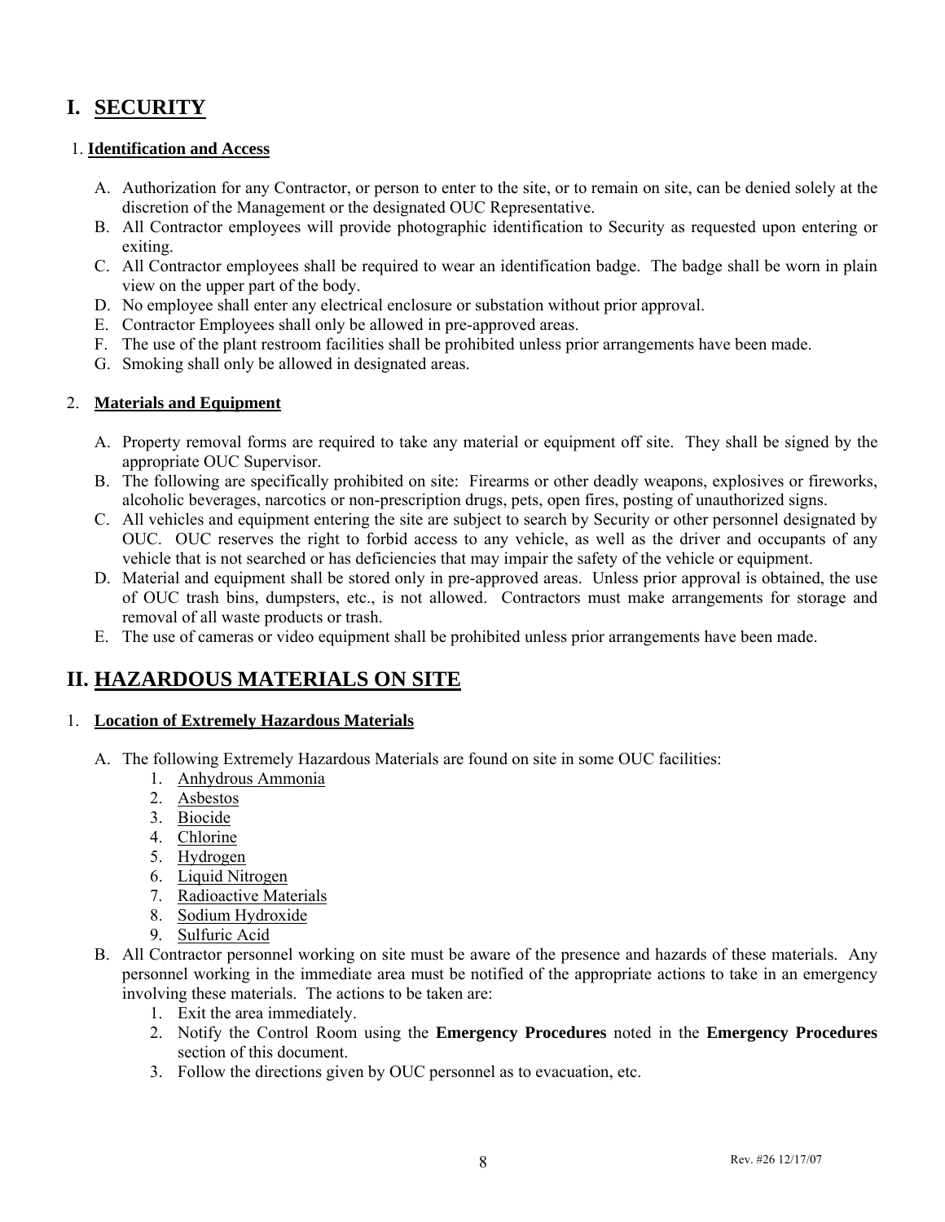# I. SECURITY

## 1. Identification and Access

A. Authorization for any Contractor, or person to enter to the site, or to remain on site, can be denied solely at the discretion of the Management or the designated OUC Representative.

B. All Contractor employees will provide photographic identification to Security as requested upon entering or exiting.

C. All Contractor employees shall be required to wear an identification badge. The badge shall be worn in plain view on the upper part of the body.

D. No employee shall enter any electrical enclosure or substation without prior approval.

E. Contractor Employees shall only be allowed in pre-approved areas.

F. The use of the plant restroom facilities shall be prohibited unless prior arrangements have been made.

G. Smoking shall only be allowed in designated areas.

## 2. Materials and Equipment

A. Property removal forms are required to take any material or equipment off site. They shall be signed by the appropriate OUC Supervisor.

B. The following are specifically prohibited on site: Firearms or other deadly weapons, explosives or fireworks, alcoholic beverages, narcotics or non-prescription drugs, pets, open fires, posting of unauthorized signs.

C. All vehicles and equipment entering the site are subject to search by Security or other personnel designated by OUC. OUC reserves the right to forbid access to any vehicle, as well as the driver and occupants of any vehicle that is not searched or has deficiencies that may impair the safety of the vehicle or equipment.

D. Material and equipment shall be stored only in pre-approved areas. Unless prior approval is obtained, the use of OUC trash bins, dumpsters, etc., is not allowed. Contractors must make arrangements for storage and removal of all waste products or trash.

E. The use of cameras or video equipment shall be prohibited unless prior arrangements have been made.

# II. HAZARDOUS MATERIALS ON SITE

## 1. Location of Extremely Hazardous Materials

A. The following Extremely Hazardous Materials are found on site in some OUC facilities:

1. Anhydrous Ammonia
2. Asbestos
3. Biocide
4. Chlorine
5. Hydrogen
6. Liquid Nitrogen
7. Radioactive Materials
8. Sodium Hydroxide
9. Sulfuric Acid

B. All Contractor personnel working on site must be aware of the presence and hazards of these materials. Any personnel working in the immediate area must be notified of the appropriate actions to take in an emergency involving these materials. The actions to be taken are:

1. Exit the area immediately.
2. Notify the Control Room using the **Emergency Procedures** noted in the **Emergency Procedures** section of this document.
3. Follow the directions given by OUC personnel as to evacuation, etc.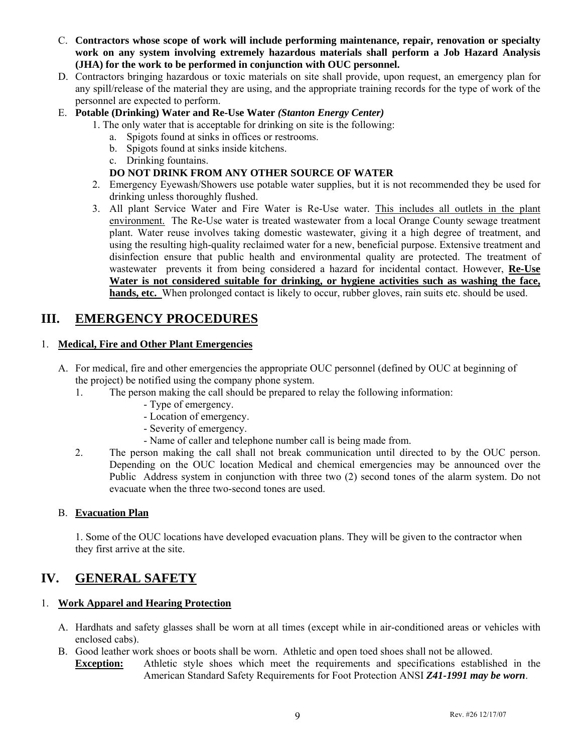C. **Contractors whose scope of work will include performing maintenance, repair, renovation or specialty work on any system involving extremely hazardous materials shall perform a Job Hazard Analysis (JHA) for the work to be performed in conjunction with OUC personnel.**

D. Contractors bringing hazardous or toxic materials on site shall provide, upon request, an emergency plan for any spill/release of the material they are using, and the appropriate training records for the type of work of the personnel are expected to perform.

E. **Potable (Drinking) Water and Re-Use Water** ***(Stanton Energy Center)***

1. The only water that is acceptable for drinking on site is the following:
   a. Spigots found at sinks in offices or restrooms.
   b. Spigots found at sinks inside kitchens.
   c. Drinking fountains.

   **DO NOT DRINK FROM ANY OTHER SOURCE OF WATER**
2. Emergency Eyewash/Showers use potable water supplies, but it is not recommended they be used for drinking unless thoroughly flushed.
3. All plant Service Water and Fire Water is Re-Use water. <u>This includes all outlets in the plant environment.</u> The Re-Use water is treated wastewater from a local Orange County sewage treatment plant. Water reuse involves taking domestic wastewater, giving it a high degree of treatment, and using the resulting high-quality reclaimed water for a new, beneficial purpose. Extensive treatment and disinfection ensure that public health and environmental quality are protected. The treatment of wastewater prevents it from being considered a hazard for incidental contact. However, **<u>Re-Use Water is not considered suitable for drinking, or hygiene activities such as washing the face, hands, etc.</u>** When prolonged contact is likely to occur, rubber gloves, rain suits etc. should be used.

# III. EMERGENCY PROCEDURES

## 1. Medical, Fire and Other Plant Emergencies

A. For medical, fire and other emergencies the appropriate OUC personnel (defined by OUC at beginning of the project) be notified using the company phone system.

1. The person making the call should be prepared to relay the following information:
   - Type of emergency.
   - Location of emergency.
   - Severity of emergency.
   - Name of caller and telephone number call is being made from.
2. The person making the call shall not break communication until directed to by the OUC person. Depending on the OUC location Medical and chemical emergencies may be announced over the Public Address system in conjunction with three two (2) second tones of the alarm system. Do not evacuate when the three two-second tones are used.

B. **Evacuation Plan**

1. Some of the OUC locations have developed evacuation plans. They will be given to the contractor when they first arrive at the site.

# IV. GENERAL SAFETY

## 1. Work Apparel and Hearing Protection

A. Hardhats and safety glasses shall be worn at all times (except while in air-conditioned areas or vehicles with enclosed cabs).

B. Good leather work shoes or boots shall be worn. Athletic and open toed shoes shall not be allowed.

**Exception:** Athletic style shoes which meet the requirements and specifications established in the American Standard Safety Requirements for Foot Protection ANSI ***Z41-1991 may be worn***.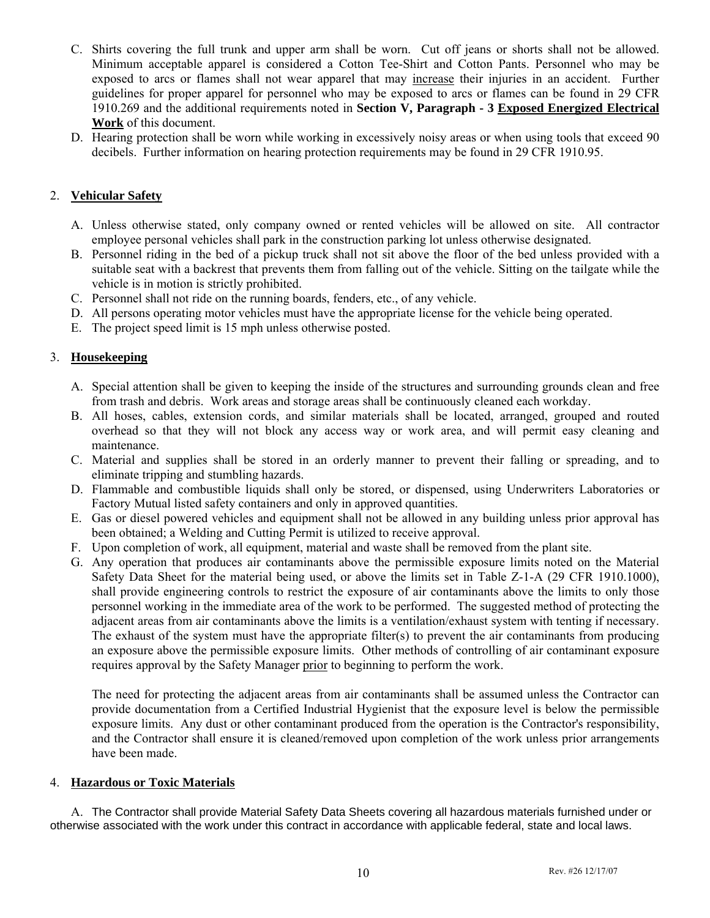C. Shirts covering the full trunk and upper arm shall be worn. Cut off jeans or shorts shall not be allowed. Minimum acceptable apparel is considered a Cotton Tee-Shirt and Cotton Pants. Personnel who may be exposed to arcs or flames shall not wear apparel that may <u>increase</u> their injuries in an accident. Further guidelines for proper apparel for personnel who may be exposed to arcs or flames can be found in 29 CFR 1910.269 and the additional requirements noted in **Section V, Paragraph - 3 <u>Exposed Energized Electrical Work</u>** of this document.

D. Hearing protection shall be worn while working in excessively noisy areas or when using tools that exceed 90 decibels. Further information on hearing protection requirements may be found in 29 CFR 1910.95.

2. **<u>Vehicular Safety</u>**

A. Unless otherwise stated, only company owned or rented vehicles will be allowed on site. All contractor employee personal vehicles shall park in the construction parking lot unless otherwise designated.

B. Personnel riding in the bed of a pickup truck shall not sit above the floor of the bed unless provided with a suitable seat with a backrest that prevents them from falling out of the vehicle. Sitting on the tailgate while the vehicle is in motion is strictly prohibited.

C. Personnel shall not ride on the running boards, fenders, etc., of any vehicle.

D. All persons operating motor vehicles must have the appropriate license for the vehicle being operated.

E. The project speed limit is 15 mph unless otherwise posted.

3. **<u>Housekeeping</u>**

A. Special attention shall be given to keeping the inside of the structures and surrounding grounds clean and free from trash and debris. Work areas and storage areas shall be continuously cleaned each workday.

B. All hoses, cables, extension cords, and similar materials shall be located, arranged, grouped and routed overhead so that they will not block any access way or work area, and will permit easy cleaning and maintenance.

C. Material and supplies shall be stored in an orderly manner to prevent their falling or spreading, and to eliminate tripping and stumbling hazards.

D. Flammable and combustible liquids shall only be stored, or dispensed, using Underwriters Laboratories or Factory Mutual listed safety containers and only in approved quantities.

E. Gas or diesel powered vehicles and equipment shall not be allowed in any building unless prior approval has been obtained; a Welding and Cutting Permit is utilized to receive approval.

F. Upon completion of work, all equipment, material and waste shall be removed from the plant site.

G. Any operation that produces air contaminants above the permissible exposure limits noted on the Material Safety Data Sheet for the material being used, or above the limits set in Table Z-1-A (29 CFR 1910.1000), shall provide engineering controls to restrict the exposure of air contaminants above the limits to only those personnel working in the immediate area of the work to be performed. The suggested method of protecting the adjacent areas from air contaminants above the limits is a ventilation/exhaust system with tenting if necessary. The exhaust of the system must have the appropriate filter(s) to prevent the air contaminants from producing an exposure above the permissible exposure limits. Other methods of controlling of air contaminant exposure requires approval by the Safety Manager <u>prior</u> to beginning to perform the work.

The need for protecting the adjacent areas from air contaminants shall be assumed unless the Contractor can provide documentation from a Certified Industrial Hygienist that the exposure level is below the permissible exposure limits. Any dust or other contaminant produced from the operation is the Contractor's responsibility, and the Contractor shall ensure it is cleaned/removed upon completion of the work unless prior arrangements have been made.

4. **<u>Hazardous or Toxic Materials</u>**

A. The Contractor shall provide Material Safety Data Sheets covering all hazardous materials furnished under or otherwise associated with the work under this contract in accordance with applicable federal, state and local laws.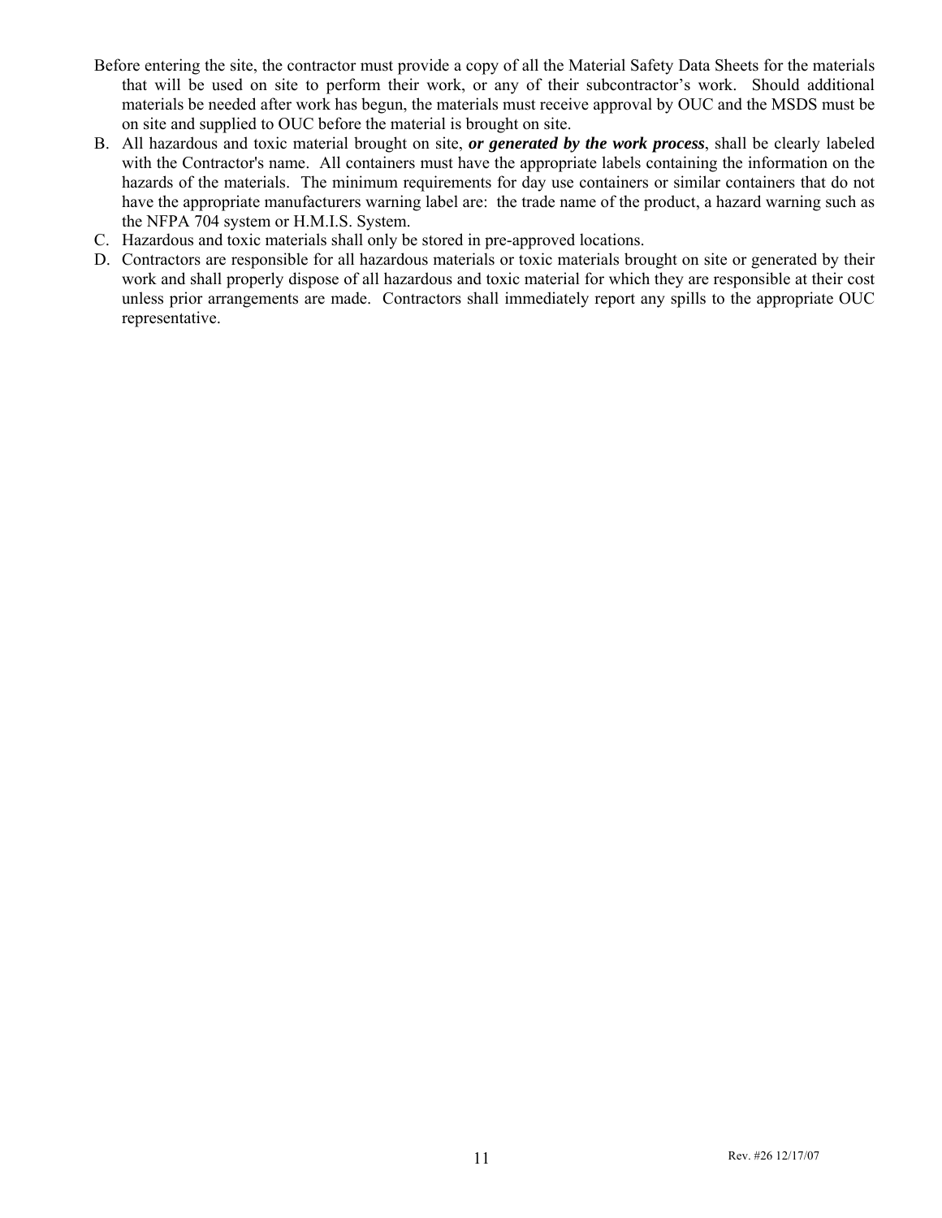Before entering the site, the contractor must provide a copy of all the Material Safety Data Sheets for the materials that will be used on site to perform their work, or any of their subcontractor's work. Should additional materials be needed after work has begun, the materials must receive approval by OUC and the MSDS must be on site and supplied to OUC before the material is brought on site.

B. All hazardous and toxic material brought on site, ***or generated by the work process***, shall be clearly labeled with the Contractor's name. All containers must have the appropriate labels containing the information on the hazards of the materials. The minimum requirements for day use containers or similar containers that do not have the appropriate manufacturers warning label are: the trade name of the product, a hazard warning such as the NFPA 704 system or H.M.I.S. System.

C. Hazardous and toxic materials shall only be stored in pre-approved locations.

D. Contractors are responsible for all hazardous materials or toxic materials brought on site or generated by their work and shall properly dispose of all hazardous and toxic material for which they are responsible at their cost unless prior arrangements are made. Contractors shall immediately report any spills to the appropriate OUC representative.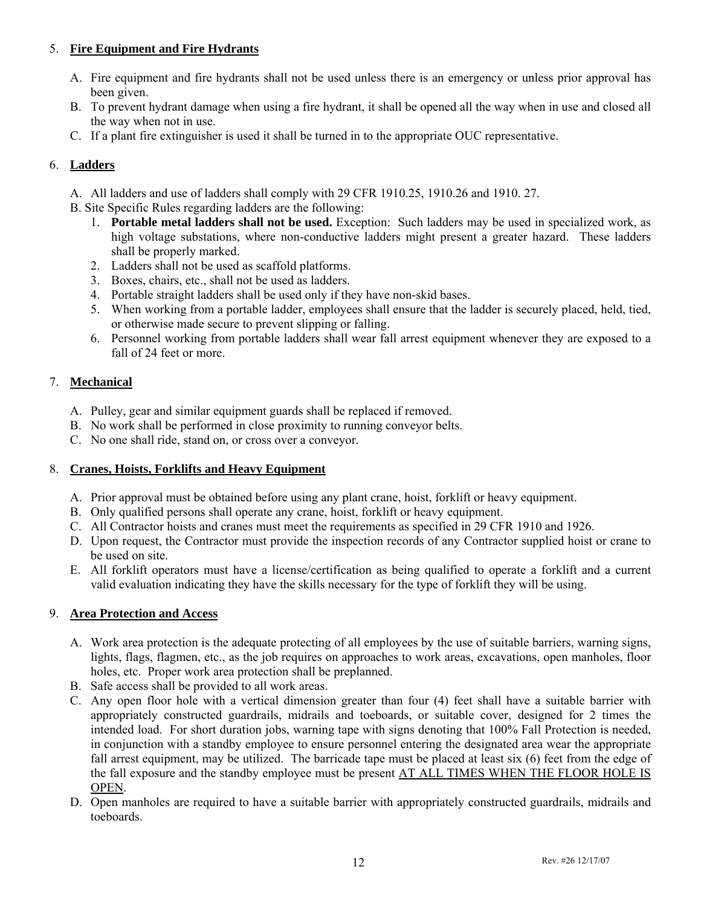5. **Fire Equipment and Fire Hydrants**

   A. Fire equipment and fire hydrants shall not be used unless there is an emergency or unless prior approval has been given.
   B. To prevent hydrant damage when using a fire hydrant, it shall be opened all the way when in use and closed all the way when not in use.
   C. If a plant fire extinguisher is used it shall be turned in to the appropriate OUC representative.

6. **Ladders**

   A. All ladders and use of ladders shall comply with 29 CFR 1910.25, 1910.26 and 1910. 27.
   B. Site Specific Rules regarding ladders are the following:
      1. **Portable metal ladders shall not be used.** Exception: Such ladders may be used in specialized work, as high voltage substations, where non-conductive ladders might present a greater hazard. These ladders shall be properly marked.
      2. Ladders shall not be used as scaffold platforms.
      3. Boxes, chairs, etc., shall not be used as ladders.
      4. Portable straight ladders shall be used only if they have non-skid bases.
      5. When working from a portable ladder, employees shall ensure that the ladder is securely placed, held, tied, or otherwise made secure to prevent slipping or falling.
      6. Personnel working from portable ladders shall wear fall arrest equipment whenever they are exposed to a fall of 24 feet or more.

7. **Mechanical**

   A. Pulley, gear and similar equipment guards shall be replaced if removed.
   B. No work shall be performed in close proximity to running conveyor belts.
   C. No one shall ride, stand on, or cross over a conveyor.

8. **Cranes, Hoists, Forklifts and Heavy Equipment**

   A. Prior approval must be obtained before using any plant crane, hoist, forklift or heavy equipment.
   B. Only qualified persons shall operate any crane, hoist, forklift or heavy equipment.
   C. All Contractor hoists and cranes must meet the requirements as specified in 29 CFR 1910 and 1926.
   D. Upon request, the Contractor must provide the inspection records of any Contractor supplied hoist or crane to be used on site.
   E. All forklift operators must have a license/certification as being qualified to operate a forklift and a current valid evaluation indicating they have the skills necessary for the type of forklift they will be using.

9. **Area Protection and Access**

   A. Work area protection is the adequate protecting of all employees by the use of suitable barriers, warning signs, lights, flags, flagmen, etc., as the job requires on approaches to work areas, excavations, open manholes, floor holes, etc. Proper work area protection shall be preplanned.
   B. Safe access shall be provided to all work areas.
   C. Any open floor hole with a vertical dimension greater than four (4) feet shall have a suitable barrier with appropriately constructed guardrails, midrails and toeboards, or suitable cover, designed for 2 times the intended load. For short duration jobs, warning tape with signs denoting that 100% Fall Protection is needed, in conjunction with a standby employee to ensure personnel entering the designated area wear the appropriate fall arrest equipment, may be utilized. The barricade tape must be placed at least six (6) feet from the edge of the fall exposure and the standby employee must be present <u>AT ALL TIMES WHEN THE FLOOR HOLE IS OPEN</u>.
   D. Open manholes are required to have a suitable barrier with appropriately constructed guardrails, midrails and toeboards.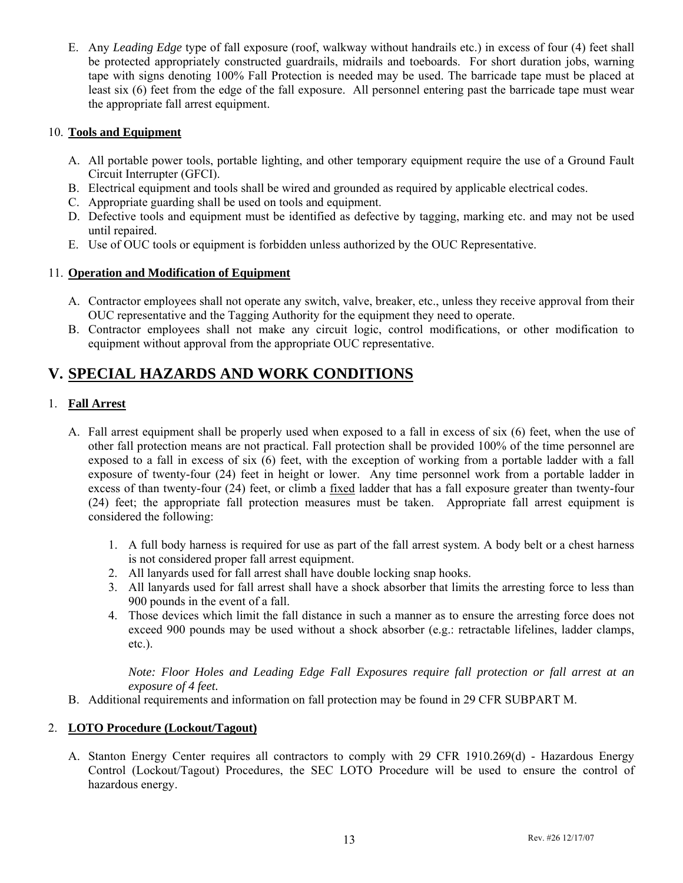E. Any *Leading Edge* type of fall exposure (roof, walkway without handrails etc.) in excess of four (4) feet shall be protected appropriately constructed guardrails, midrails and toeboards. For short duration jobs, warning tape with signs denoting 100% Fall Protection is needed may be used. The barricade tape must be placed at least six (6) feet from the edge of the fall exposure. All personnel entering past the barricade tape must wear the appropriate fall arrest equipment.

10. **Tools and Equipment**

A. All portable power tools, portable lighting, and other temporary equipment require the use of a Ground Fault Circuit Interrupter (GFCI).
B. Electrical equipment and tools shall be wired and grounded as required by applicable electrical codes.
C. Appropriate guarding shall be used on tools and equipment.
D. Defective tools and equipment must be identified as defective by tagging, marking etc. and may not be used until repaired.
E. Use of OUC tools or equipment is forbidden unless authorized by the OUC Representative.

11. **Operation and Modification of Equipment**

A. Contractor employees shall not operate any switch, valve, breaker, etc., unless they receive approval from their OUC representative and the Tagging Authority for the equipment they need to operate.
B. Contractor employees shall not make any circuit logic, control modifications, or other modification to equipment without approval from the appropriate OUC representative.

# V. SPECIAL HAZARDS AND WORK CONDITIONS

1. **Fall Arrest**

A. Fall arrest equipment shall be properly used when exposed to a fall in excess of six (6) feet, when the use of other fall protection means are not practical. Fall protection shall be provided 100% of the time personnel are exposed to a fall in excess of six (6) feet, with the exception of working from a portable ladder with a fall exposure of twenty-four (24) feet in height or lower. Any time personnel work from a portable ladder in excess of than twenty-four (24) feet, or climb a fixed ladder that has a fall exposure greater than twenty-four (24) feet; the appropriate fall protection measures must be taken. Appropriate fall arrest equipment is considered the following:

   1. A full body harness is required for use as part of the fall arrest system. A body belt or a chest harness is not considered proper fall arrest equipment.
   2. All lanyards used for fall arrest shall have double locking snap hooks.
   3. All lanyards used for fall arrest shall have a shock absorber that limits the arresting force to less than 900 pounds in the event of a fall.
   4. Those devices which limit the fall distance in such a manner as to ensure the arresting force does not exceed 900 pounds may be used without a shock absorber (e.g.: retractable lifelines, ladder clamps, etc.).

   *Note: Floor Holes and Leading Edge Fall Exposures require fall protection or fall arrest at an exposure of 4 feet.*

B. Additional requirements and information on fall protection may be found in 29 CFR SUBPART M.

2. **LOTO Procedure (Lockout/Tagout)**

A. Stanton Energy Center requires all contractors to comply with 29 CFR 1910.269(d) - Hazardous Energy Control (Lockout/Tagout) Procedures, the SEC LOTO Procedure will be used to ensure the control of hazardous energy.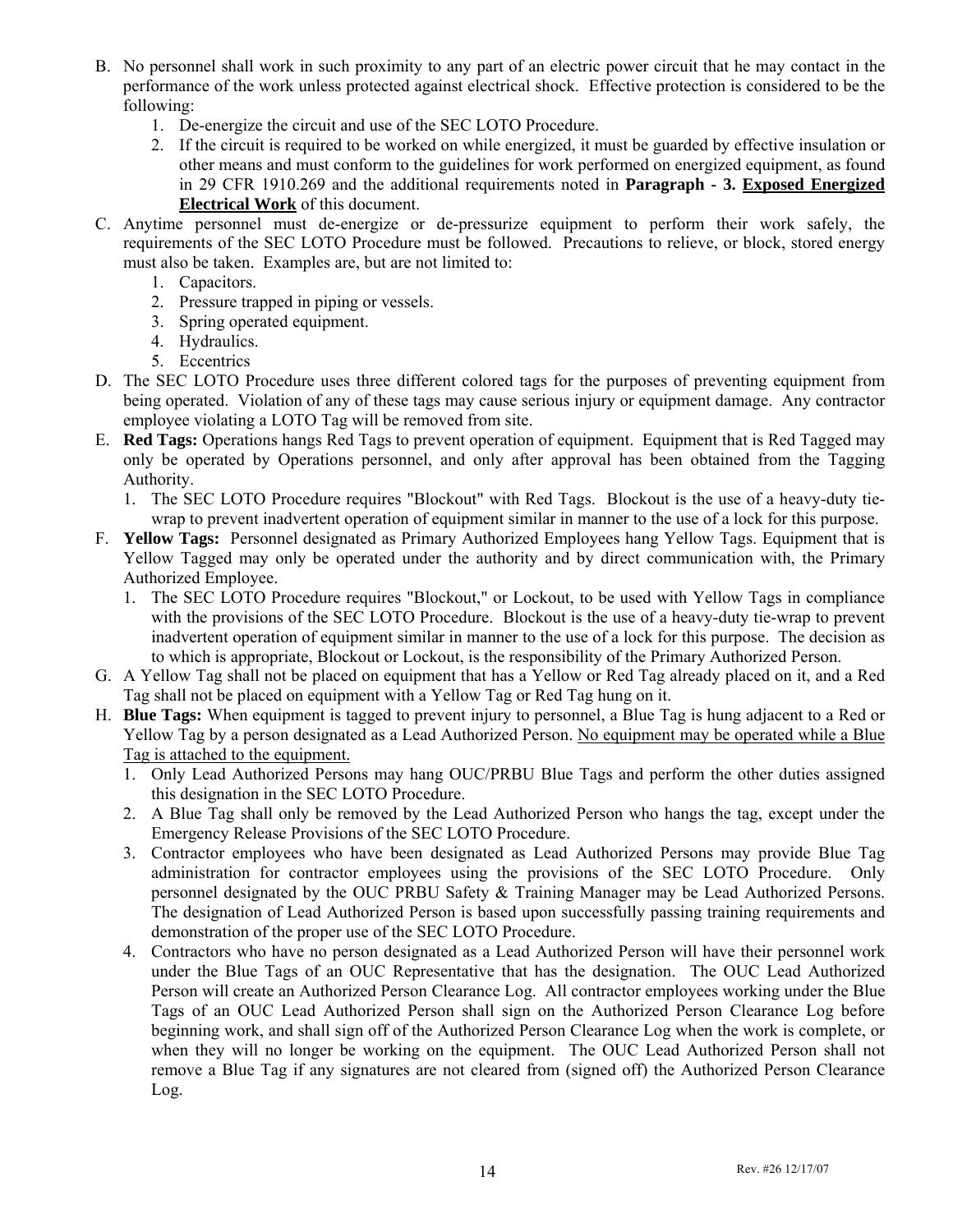B. No personnel shall work in such proximity to any part of an electric power circuit that he may contact in the performance of the work unless protected against electrical shock. Effective protection is considered to be the following:
   1. De-energize the circuit and use of the SEC LOTO Procedure.
   2. If the circuit is required to be worked on while energized, it must be guarded by effective insulation or other means and must conform to the guidelines for work performed on energized equipment, as found in 29 CFR 1910.269 and the additional requirements noted in **Paragraph - 3. <u>Exposed Energized Electrical Work</u>** of this document.
C. Anytime personnel must de-energize or de-pressurize equipment to perform their work safely, the requirements of the SEC LOTO Procedure must be followed. Precautions to relieve, or block, stored energy must also be taken. Examples are, but are not limited to:
   1. Capacitors.
   2. Pressure trapped in piping or vessels.
   3. Spring operated equipment.
   4. Hydraulics.
   5. Eccentrics
D. The SEC LOTO Procedure uses three different colored tags for the purposes of preventing equipment from being operated. Violation of any of these tags may cause serious injury or equipment damage. Any contractor employee violating a LOTO Tag will be removed from site.
E. **Red Tags:** Operations hangs Red Tags to prevent operation of equipment. Equipment that is Red Tagged may only be operated by Operations personnel, and only after approval has been obtained from the Tagging Authority.
   1. The SEC LOTO Procedure requires "Blockout" with Red Tags. Blockout is the use of a heavy-duty tie-wrap to prevent inadvertent operation of equipment similar in manner to the use of a lock for this purpose.
F. **Yellow Tags:** Personnel designated as Primary Authorized Employees hang Yellow Tags. Equipment that is Yellow Tagged may only be operated under the authority and by direct communication with, the Primary Authorized Employee.
   1. The SEC LOTO Procedure requires "Blockout," or Lockout, to be used with Yellow Tags in compliance with the provisions of the SEC LOTO Procedure. Blockout is the use of a heavy-duty tie-wrap to prevent inadvertent operation of equipment similar in manner to the use of a lock for this purpose. The decision as to which is appropriate, Blockout or Lockout, is the responsibility of the Primary Authorized Person.
G. A Yellow Tag shall not be placed on equipment that has a Yellow or Red Tag already placed on it, and a Red Tag shall not be placed on equipment with a Yellow Tag or Red Tag hung on it.
H. **Blue Tags:** When equipment is tagged to prevent injury to personnel, a Blue Tag is hung adjacent to a Red or Yellow Tag by a person designated as a Lead Authorized Person. <u>No equipment may be operated while a Blue Tag is attached to the equipment.</u>
   1. Only Lead Authorized Persons may hang OUC/PRBU Blue Tags and perform the other duties assigned this designation in the SEC LOTO Procedure.
   2. A Blue Tag shall only be removed by the Lead Authorized Person who hangs the tag, except under the Emergency Release Provisions of the SEC LOTO Procedure.
   3. Contractor employees who have been designated as Lead Authorized Persons may provide Blue Tag administration for contractor employees using the provisions of the SEC LOTO Procedure. Only personnel designated by the OUC PRBU Safety & Training Manager may be Lead Authorized Persons. The designation of Lead Authorized Person is based upon successfully passing training requirements and demonstration of the proper use of the SEC LOTO Procedure.
   4. Contractors who have no person designated as a Lead Authorized Person will have their personnel work under the Blue Tags of an OUC Representative that has the designation. The OUC Lead Authorized Person will create an Authorized Person Clearance Log. All contractor employees working under the Blue Tags of an OUC Lead Authorized Person shall sign on the Authorized Person Clearance Log before beginning work, and shall sign off of the Authorized Person Clearance Log when the work is complete, or when they will no longer be working on the equipment. The OUC Lead Authorized Person shall not remove a Blue Tag if any signatures are not cleared from (signed off) the Authorized Person Clearance Log.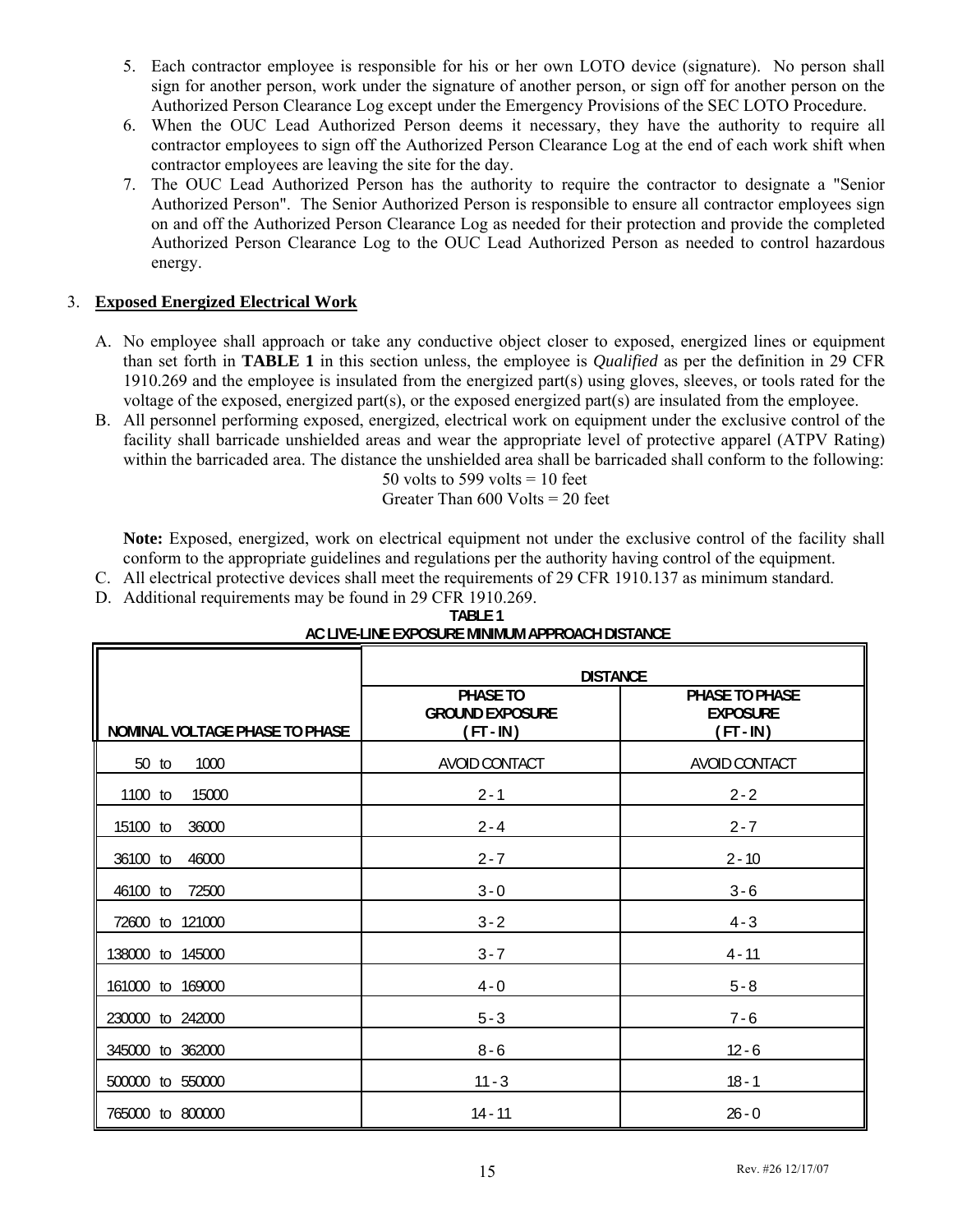5. Each contractor employee is responsible for his or her own LOTO device (signature). No person shall sign for another person, work under the signature of another person, or sign off for another person on the Authorized Person Clearance Log except under the Emergency Provisions of the SEC LOTO Procedure.
6. When the OUC Lead Authorized Person deems it necessary, they have the authority to require all contractor employees to sign off the Authorized Person Clearance Log at the end of each work shift when contractor employees are leaving the site for the day.
7. The OUC Lead Authorized Person has the authority to require the contractor to designate a "Senior Authorized Person". The Senior Authorized Person is responsible to ensure all contractor employees sign on and off the Authorized Person Clearance Log as needed for their protection and provide the completed Authorized Person Clearance Log to the OUC Lead Authorized Person as needed to control hazardous energy.

3. **Exposed Energized Electrical Work**

A. No employee shall approach or take any conductive object closer to exposed, energized lines or equipment than set forth in **TABLE 1** in this section unless, the employee is *Qualified* as per the definition in 29 CFR 1910.269 and the employee is insulated from the energized part(s) using gloves, sleeves, or tools rated for the voltage of the exposed, energized part(s), or the exposed energized part(s) are insulated from the employee.
B. All personnel performing exposed, energized, electrical work on equipment under the exclusive control of the facility shall barricade unshielded areas and wear the appropriate level of protective apparel (ATPV Rating) within the barricaded area. The distance the unshielded area shall be barricaded shall conform to the following:

   50 volts to 599 volts = 10 feet
   Greater Than 600 Volts = 20 feet

   **Note:** Exposed, energized, work on electrical equipment not under the exclusive control of the facility shall conform to the appropriate guidelines and regulations per the authority having control of the equipment.
C. All electrical protective devices shall meet the requirements of 29 CFR 1910.137 as minimum standard.
D. Additional requirements may be found in 29 CFR 1910.269.

**TABLE 1**
**AC LIVE-LINE EXPOSURE MINIMUM APPROACH DISTANCE**

| NOMINAL VOLTAGE PHASE TO PHASE | DISTANCE | |
|---|---|---|
| | PHASE TO GROUND EXPOSURE (FT - IN) | PHASE TO PHASE EXPOSURE (FT - IN) |
| 50 to 1000 | AVOID CONTACT | AVOID CONTACT |
| 1100 to 15000 | 2 - 1 | 2 - 2 |
| 15100 to 36000 | 2 - 4 | 2 - 7 |
| 36100 to 46000 | 2 - 7 | 2 - 10 |
| 46100 to 72500 | 3 - 0 | 3 - 6 |
| 72600 to 121000 | 3 - 2 | 4 - 3 |
| 138000 to 145000 | 3 - 7 | 4 - 11 |
| 161000 to 169000 | 4 - 0 | 5 - 8 |
| 230000 to 242000 | 5 - 3 | 7 - 6 |
| 345000 to 362000 | 8 - 6 | 12 - 6 |
| 500000 to 550000 | 11 - 3 | 18 - 1 |
| 765000 to 800000 | 14 - 11 | 26 - 0 |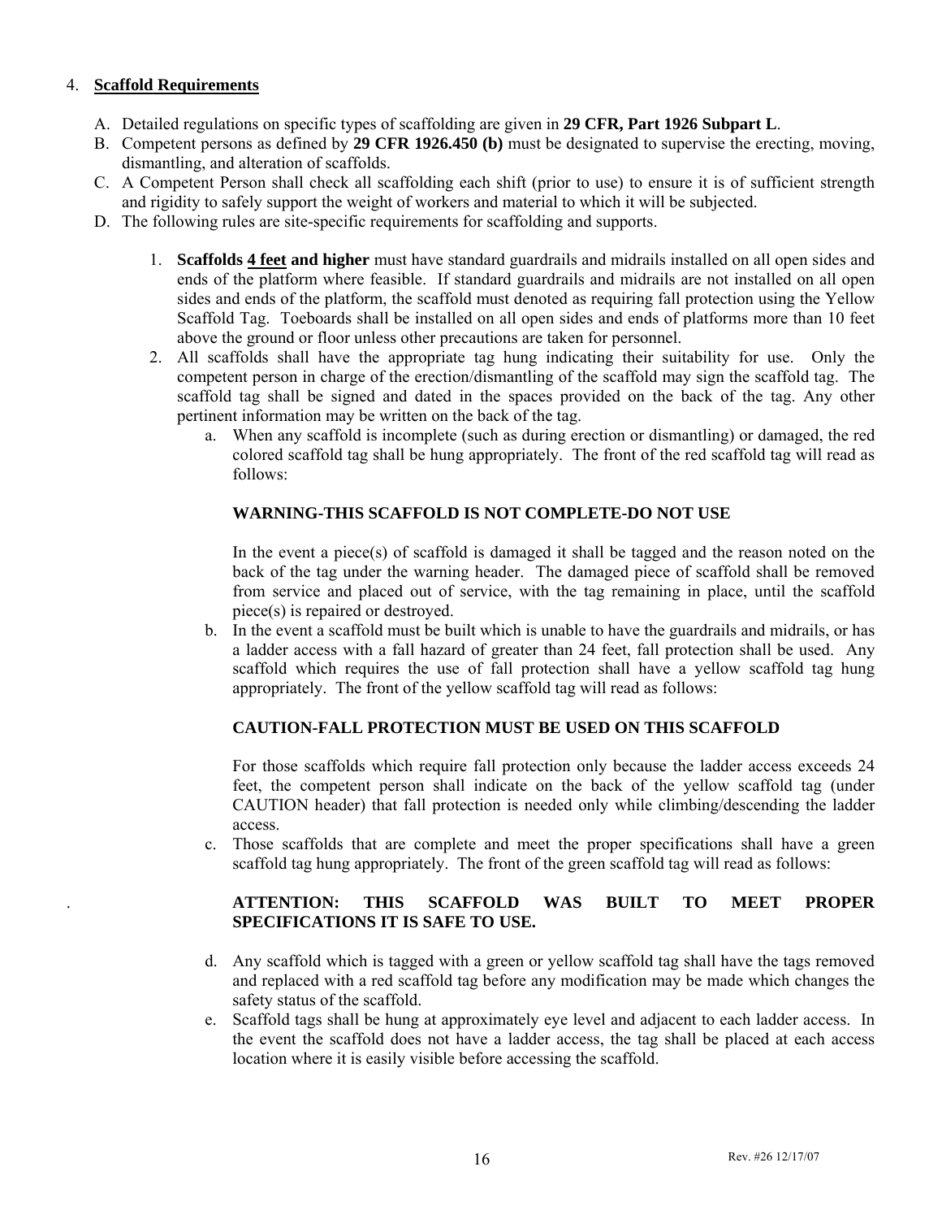4. **Scaffold Requirements**

   A. Detailed regulations on specific types of scaffolding are given in **29 CFR, Part 1926 Subpart L**.

   B. Competent persons as defined by **29 CFR 1926.450 (b)** must be designated to supervise the erecting, moving, dismantling, and alteration of scaffolds.

   C. A Competent Person shall check all scaffolding each shift (prior to use) to ensure it is of sufficient strength and rigidity to safely support the weight of workers and material to which it will be subjected.

   D. The following rules are site-specific requirements for scaffolding and supports.

      1. **Scaffolds <u>4 feet</u> and higher** must have standard guardrails and midrails installed on all open sides and ends of the platform where feasible. If standard guardrails and midrails are not installed on all open sides and ends of the platform, the scaffold must denoted as requiring fall protection using the Yellow Scaffold Tag. Toeboards shall be installed on all open sides and ends of platforms more than 10 feet above the ground or floor unless other precautions are taken for personnel.

      2. All scaffolds shall have the appropriate tag hung indicating their suitability for use. Only the competent person in charge of the erection/dismantling of the scaffold may sign the scaffold tag. The scaffold tag shall be signed and dated in the spaces provided on the back of the tag. Any other pertinent information may be written on the back of the tag.

         a. When any scaffold is incomplete (such as during erection or dismantling) or damaged, the red colored scaffold tag shall be hung appropriately. The front of the red scaffold tag will read as follows:

            **WARNING-THIS SCAFFOLD IS NOT COMPLETE-DO NOT USE**

            In the event a piece(s) of scaffold is damaged it shall be tagged and the reason noted on the back of the tag under the warning header. The damaged piece of scaffold shall be removed from service and placed out of service, with the tag remaining in place, until the scaffold piece(s) is repaired or destroyed.

         b. In the event a scaffold must be built which is unable to have the guardrails and midrails, or has a ladder access with a fall hazard of greater than 24 feet, fall protection shall be used. Any scaffold which requires the use of fall protection shall have a yellow scaffold tag hung appropriately. The front of the yellow scaffold tag will read as follows:

            **CAUTION-FALL PROTECTION MUST BE USED ON THIS SCAFFOLD**

            For those scaffolds which require fall protection only because the ladder access exceeds 24 feet, the competent person shall indicate on the back of the yellow scaffold tag (under CAUTION header) that fall protection is needed only while climbing/descending the ladder access.

         c. Those scaffolds that are complete and meet the proper specifications shall have a green scaffold tag hung appropriately. The front of the green scaffold tag will read as follows:

            **ATTENTION: THIS SCAFFOLD WAS BUILT TO MEET PROPER SPECIFICATIONS IT IS SAFE TO USE.**

         d. Any scaffold which is tagged with a green or yellow scaffold tag shall have the tags removed and replaced with a red scaffold tag before any modification may be made which changes the safety status of the scaffold.

         e. Scaffold tags shall be hung at approximately eye level and adjacent to each ladder access. In the event the scaffold does not have a ladder access, the tag shall be placed at each access location where it is easily visible before accessing the scaffold.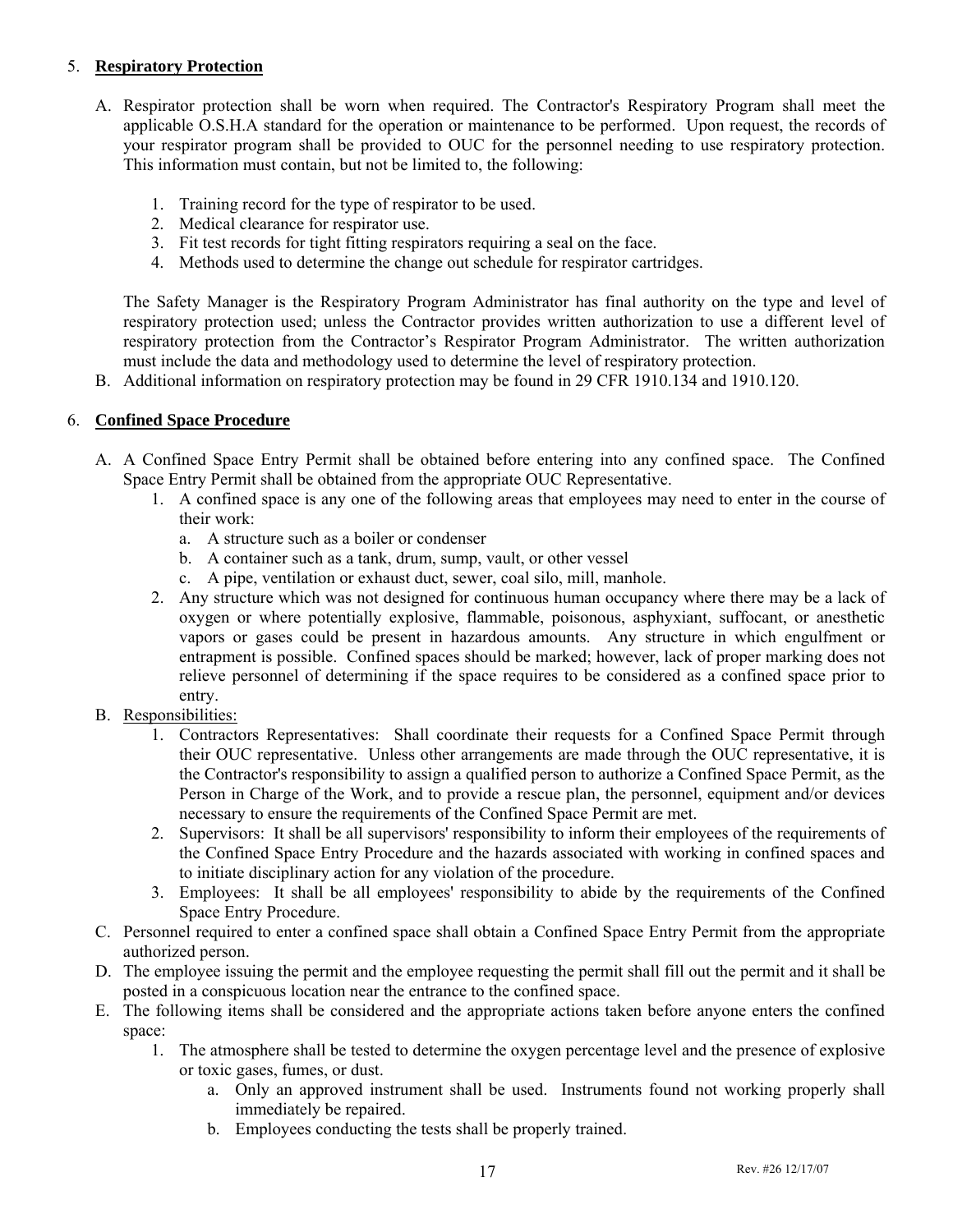5. **Respiratory Protection**

   A. Respirator protection shall be worn when required. The Contractor's Respiratory Program shall meet the applicable O.S.H.A standard for the operation or maintenance to be performed. Upon request, the records of your respirator program shall be provided to OUC for the personnel needing to use respiratory protection. This information must contain, but not be limited to, the following:

      1. Training record for the type of respirator to be used.
      2. Medical clearance for respirator use.
      3. Fit test records for tight fitting respirators requiring a seal on the face.
      4. Methods used to determine the change out schedule for respirator cartridges.

      The Safety Manager is the Respiratory Program Administrator has final authority on the type and level of respiratory protection used; unless the Contractor provides written authorization to use a different level of respiratory protection from the Contractor's Respirator Program Administrator. The written authorization must include the data and methodology used to determine the level of respiratory protection.

   B. Additional information on respiratory protection may be found in 29 CFR 1910.134 and 1910.120.

6. **Confined Space Procedure**

   A. A Confined Space Entry Permit shall be obtained before entering into any confined space. The Confined Space Entry Permit shall be obtained from the appropriate OUC Representative.
      1. A confined space is any one of the following areas that employees may need to enter in the course of their work:
         a. A structure such as a boiler or condenser
         b. A container such as a tank, drum, sump, vault, or other vessel
         c. A pipe, ventilation or exhaust duct, sewer, coal silo, mill, manhole.
      2. Any structure which was not designed for continuous human occupancy where there may be a lack of oxygen or where potentially explosive, flammable, poisonous, asphyxiant, suffocant, or anesthetic vapors or gases could be present in hazardous amounts. Any structure in which engulfment or entrapment is possible. Confined spaces should be marked; however, lack of proper marking does not relieve personnel of determining if the space requires to be considered as a confined space prior to entry.

   B. Responsibilities:
      1. Contractors Representatives: Shall coordinate their requests for a Confined Space Permit through their OUC representative. Unless other arrangements are made through the OUC representative, it is the Contractor's responsibility to assign a qualified person to authorize a Confined Space Permit, as the Person in Charge of the Work, and to provide a rescue plan, the personnel, equipment and/or devices necessary to ensure the requirements of the Confined Space Permit are met.
      2. Supervisors: It shall be all supervisors' responsibility to inform their employees of the requirements of the Confined Space Entry Procedure and the hazards associated with working in confined spaces and to initiate disciplinary action for any violation of the procedure.
      3. Employees: It shall be all employees' responsibility to abide by the requirements of the Confined Space Entry Procedure.

   C. Personnel required to enter a confined space shall obtain a Confined Space Entry Permit from the appropriate authorized person.

   D. The employee issuing the permit and the employee requesting the permit shall fill out the permit and it shall be posted in a conspicuous location near the entrance to the confined space.

   E. The following items shall be considered and the appropriate actions taken before anyone enters the confined space:
      1. The atmosphere shall be tested to determine the oxygen percentage level and the presence of explosive or toxic gases, fumes, or dust.
         a. Only an approved instrument shall be used. Instruments found not working properly shall immediately be repaired.
         b. Employees conducting the tests shall be properly trained.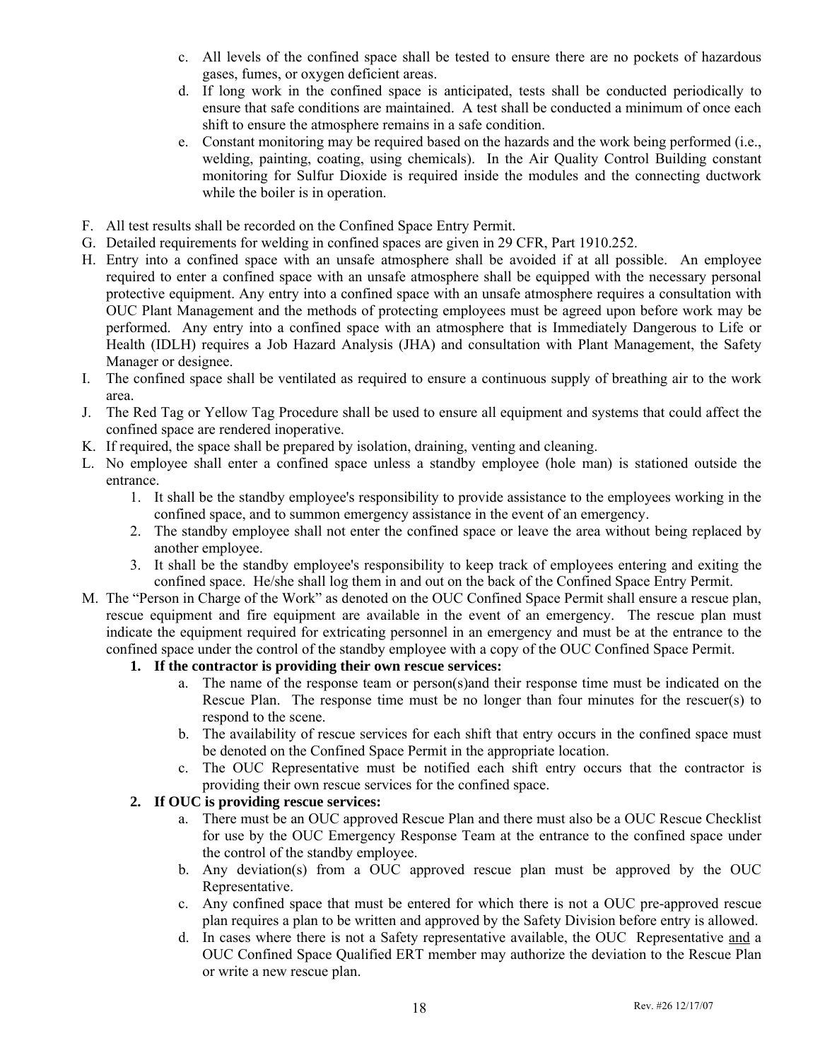c. All levels of the confined space shall be tested to ensure there are no pockets of hazardous gases, fumes, or oxygen deficient areas.

d. If long work in the confined space is anticipated, tests shall be conducted periodically to ensure that safe conditions are maintained. A test shall be conducted a minimum of once each shift to ensure the atmosphere remains in a safe condition.

e. Constant monitoring may be required based on the hazards and the work being performed (i.e., welding, painting, coating, using chemicals). In the Air Quality Control Building constant monitoring for Sulfur Dioxide is required inside the modules and the connecting ductwork while the boiler is in operation.

F. All test results shall be recorded on the Confined Space Entry Permit.

G. Detailed requirements for welding in confined spaces are given in 29 CFR, Part 1910.252.

H. Entry into a confined space with an unsafe atmosphere shall be avoided if at all possible. An employee required to enter a confined space with an unsafe atmosphere shall be equipped with the necessary personal protective equipment. Any entry into a confined space with an unsafe atmosphere requires a consultation with OUC Plant Management and the methods of protecting employees must be agreed upon before work may be performed. Any entry into a confined space with an atmosphere that is Immediately Dangerous to Life or Health (IDLH) requires a Job Hazard Analysis (JHA) and consultation with Plant Management, the Safety Manager or designee.

I. The confined space shall be ventilated as required to ensure a continuous supply of breathing air to the work area.

J. The Red Tag or Yellow Tag Procedure shall be used to ensure all equipment and systems that could affect the confined space are rendered inoperative.

K. If required, the space shall be prepared by isolation, draining, venting and cleaning.

L. No employee shall enter a confined space unless a standby employee (hole man) is stationed outside the entrance.

1. It shall be the standby employee's responsibility to provide assistance to the employees working in the confined space, and to summon emergency assistance in the event of an emergency.
2. The standby employee shall not enter the confined space or leave the area without being replaced by another employee.
3. It shall be the standby employee's responsibility to keep track of employees entering and exiting the confined space. He/she shall log them in and out on the back of the Confined Space Entry Permit.

M. The "Person in Charge of the Work" as denoted on the OUC Confined Space Permit shall ensure a rescue plan, rescue equipment and fire equipment are available in the event of an emergency. The rescue plan must indicate the equipment required for extricating personnel in an emergency and must be at the entrance to the confined space under the control of the standby employee with a copy of the OUC Confined Space Permit.

**1. If the contractor is providing their own rescue services:**

a. The name of the response team or person(s)and their response time must be indicated on the Rescue Plan. The response time must be no longer than four minutes for the rescuer(s) to respond to the scene.

b. The availability of rescue services for each shift that entry occurs in the confined space must be denoted on the Confined Space Permit in the appropriate location.

c. The OUC Representative must be notified each shift entry occurs that the contractor is providing their own rescue services for the confined space.

**2. If OUC is providing rescue services:**

a. There must be an OUC approved Rescue Plan and there must also be a OUC Rescue Checklist for use by the OUC Emergency Response Team at the entrance to the confined space under the control of the standby employee.

b. Any deviation(s) from a OUC approved rescue plan must be approved by the OUC Representative.

c. Any confined space that must be entered for which there is not a OUC pre-approved rescue plan requires a plan to be written and approved by the Safety Division before entry is allowed.

d. In cases where there is not a Safety representative available, the OUC Representative <u>and</u> a OUC Confined Space Qualified ERT member may authorize the deviation to the Rescue Plan or write a new rescue plan.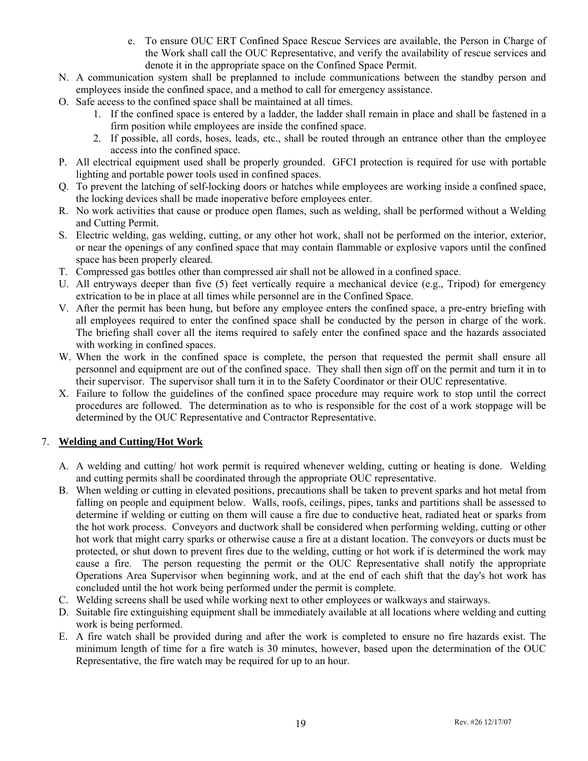e. To ensure OUC ERT Confined Space Rescue Services are available, the Person in Charge of the Work shall call the OUC Representative, and verify the availability of rescue services and denote it in the appropriate space on the Confined Space Permit.

N. A communication system shall be preplanned to include communications between the standby person and employees inside the confined space, and a method to call for emergency assistance.

O. Safe access to the confined space shall be maintained at all times.
   1. If the confined space is entered by a ladder, the ladder shall remain in place and shall be fastened in a firm position while employees are inside the confined space.
   2. If possible, all cords, hoses, leads, etc., shall be routed through an entrance other than the employee access into the confined space.

P. All electrical equipment used shall be properly grounded. GFCI protection is required for use with portable lighting and portable power tools used in confined spaces.

Q. To prevent the latching of self-locking doors or hatches while employees are working inside a confined space, the locking devices shall be made inoperative before employees enter.

R. No work activities that cause or produce open flames, such as welding, shall be performed without a Welding and Cutting Permit.

S. Electric welding, gas welding, cutting, or any other hot work, shall not be performed on the interior, exterior, or near the openings of any confined space that may contain flammable or explosive vapors until the confined space has been properly cleared.

T. Compressed gas bottles other than compressed air shall not be allowed in a confined space.

U. All entryways deeper than five (5) feet vertically require a mechanical device (e.g., Tripod) for emergency extrication to be in place at all times while personnel are in the Confined Space.

V. After the permit has been hung, but before any employee enters the confined space, a pre-entry briefing with all employees required to enter the confined space shall be conducted by the person in charge of the work. The briefing shall cover all the items required to safely enter the confined space and the hazards associated with working in confined spaces.

W. When the work in the confined space is complete, the person that requested the permit shall ensure all personnel and equipment are out of the confined space. They shall then sign off on the permit and turn it in to their supervisor. The supervisor shall turn it in to the Safety Coordinator or their OUC representative.

X. Failure to follow the guidelines of the confined space procedure may require work to stop until the correct procedures are followed. The determination as to who is responsible for the cost of a work stoppage will be determined by the OUC Representative and Contractor Representative.

7. **Welding and Cutting/Hot Work**

A. A welding and cutting/ hot work permit is required whenever welding, cutting or heating is done. Welding and cutting permits shall be coordinated through the appropriate OUC representative.

B. When welding or cutting in elevated positions, precautions shall be taken to prevent sparks and hot metal from falling on people and equipment below. Walls, roofs, ceilings, pipes, tanks and partitions shall be assessed to determine if welding or cutting on them will cause a fire due to conductive heat, radiated heat or sparks from the hot work process. Conveyors and ductwork shall be considered when performing welding, cutting or other hot work that might carry sparks or otherwise cause a fire at a distant location. The conveyors or ducts must be protected, or shut down to prevent fires due to the welding, cutting or hot work if is determined the work may cause a fire. The person requesting the permit or the OUC Representative shall notify the appropriate Operations Area Supervisor when beginning work, and at the end of each shift that the day's hot work has concluded until the hot work being performed under the permit is complete.

C. Welding screens shall be used while working next to other employees or walkways and stairways.

D. Suitable fire extinguishing equipment shall be immediately available at all locations where welding and cutting work is being performed.

E. A fire watch shall be provided during and after the work is completed to ensure no fire hazards exist. The minimum length of time for a fire watch is 30 minutes, however, based upon the determination of the OUC Representative, the fire watch may be required for up to an hour.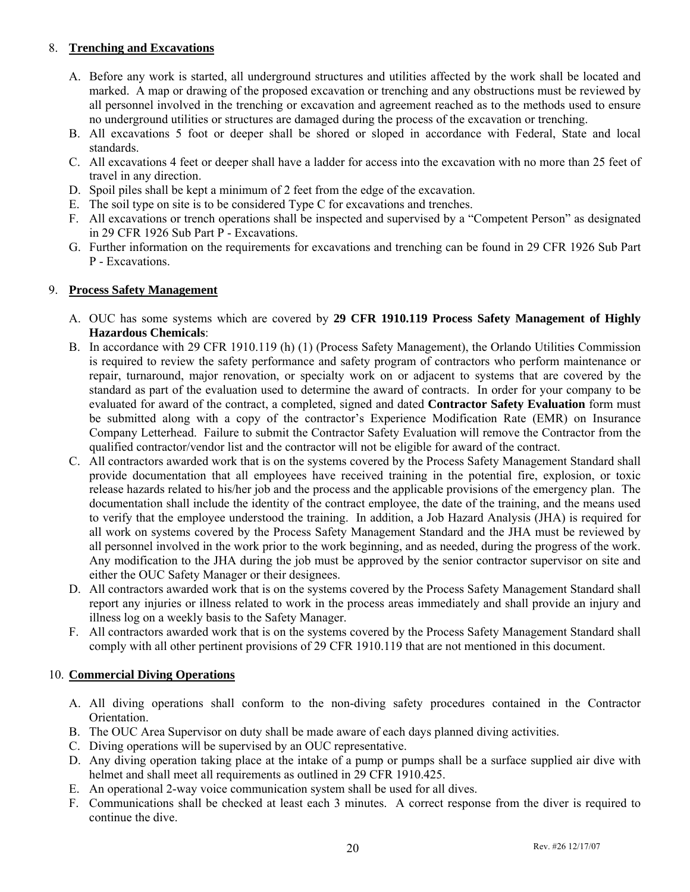8. **Trenching and Excavations**

   A. Before any work is started, all underground structures and utilities affected by the work shall be located and marked. A map or drawing of the proposed excavation or trenching and any obstructions must be reviewed by all personnel involved in the trenching or excavation and agreement reached as to the methods used to ensure no underground utilities or structures are damaged during the process of the excavation or trenching.
   B. All excavations 5 foot or deeper shall be shored or sloped in accordance with Federal, State and local standards.
   C. All excavations 4 feet or deeper shall have a ladder for access into the excavation with no more than 25 feet of travel in any direction.
   D. Spoil piles shall be kept a minimum of 2 feet from the edge of the excavation.
   E. The soil type on site is to be considered Type C for excavations and trenches.
   F. All excavations or trench operations shall be inspected and supervised by a "Competent Person" as designated in 29 CFR 1926 Sub Part P - Excavations.
   G. Further information on the requirements for excavations and trenching can be found in 29 CFR 1926 Sub Part P - Excavations.

9. **Process Safety Management**

   A. OUC has some systems which are covered by **29 CFR 1910.119 Process Safety Management of Highly Hazardous Chemicals**:
   B. In accordance with 29 CFR 1910.119 (h) (1) (Process Safety Management), the Orlando Utilities Commission is required to review the safety performance and safety program of contractors who perform maintenance or repair, turnaround, major renovation, or specialty work on or adjacent to systems that are covered by the standard as part of the evaluation used to determine the award of contracts. In order for your company to be evaluated for award of the contract, a completed, signed and dated **Contractor Safety Evaluation** form must be submitted along with a copy of the contractor's Experience Modification Rate (EMR) on Insurance Company Letterhead. Failure to submit the Contractor Safety Evaluation will remove the Contractor from the qualified contractor/vendor list and the contractor will not be eligible for award of the contract.
   C. All contractors awarded work that is on the systems covered by the Process Safety Management Standard shall provide documentation that all employees have received training in the potential fire, explosion, or toxic release hazards related to his/her job and the process and the applicable provisions of the emergency plan. The documentation shall include the identity of the contract employee, the date of the training, and the means used to verify that the employee understood the training. In addition, a Job Hazard Analysis (JHA) is required for all work on systems covered by the Process Safety Management Standard and the JHA must be reviewed by all personnel involved in the work prior to the work beginning, and as needed, during the progress of the work. Any modification to the JHA during the job must be approved by the senior contractor supervisor on site and either the OUC Safety Manager or their designees.
   D. All contractors awarded work that is on the systems covered by the Process Safety Management Standard shall report any injuries or illness related to work in the process areas immediately and shall provide an injury and illness log on a weekly basis to the Safety Manager.
   F. All contractors awarded work that is on the systems covered by the Process Safety Management Standard shall comply with all other pertinent provisions of 29 CFR 1910.119 that are not mentioned in this document.

10. **Commercial Diving Operations**

   A. All diving operations shall conform to the non-diving safety procedures contained in the Contractor Orientation.
   B. The OUC Area Supervisor on duty shall be made aware of each days planned diving activities.
   C. Diving operations will be supervised by an OUC representative.
   D. Any diving operation taking place at the intake of a pump or pumps shall be a surface supplied air dive with helmet and shall meet all requirements as outlined in 29 CFR 1910.425.
   E. An operational 2-way voice communication system shall be used for all dives.
   F. Communications shall be checked at least each 3 minutes. A correct response from the diver is required to continue the dive.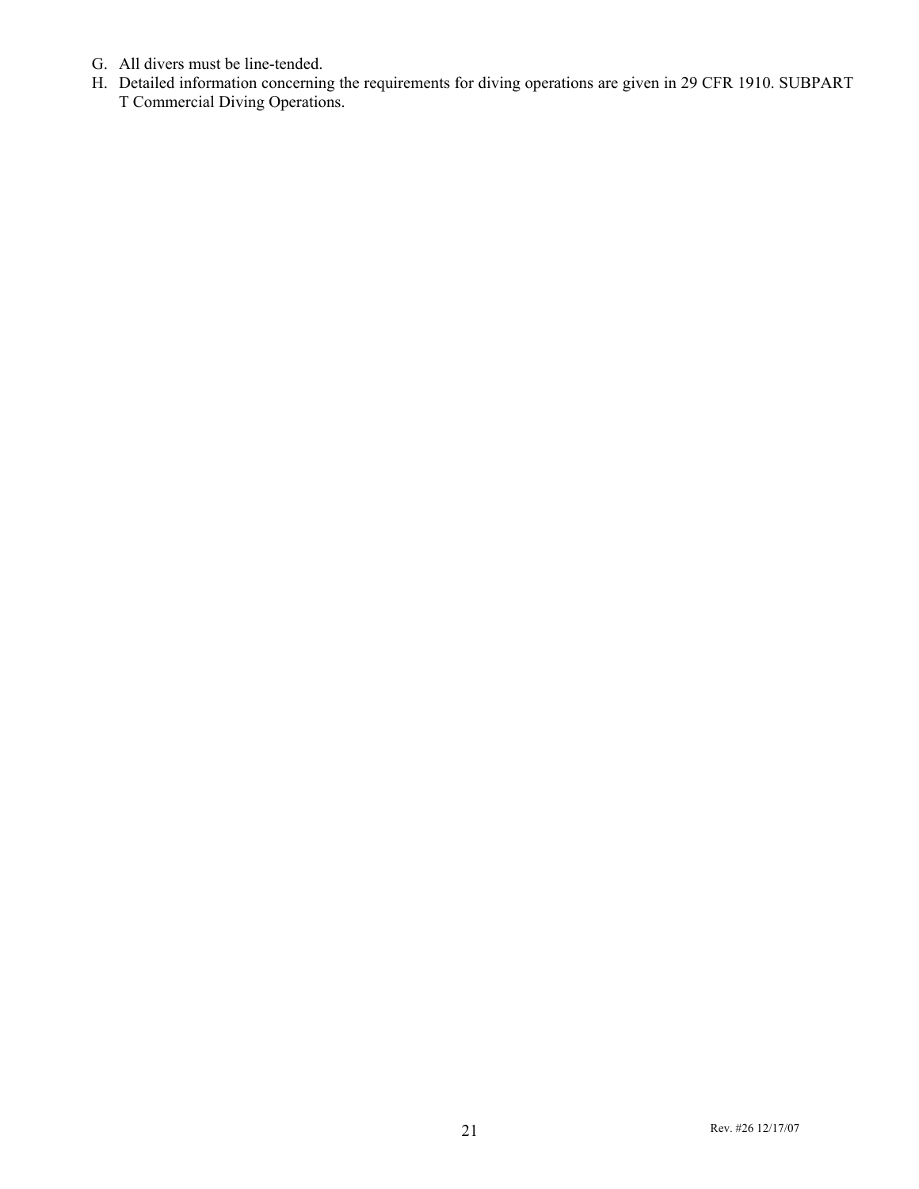G. All divers must be line-tended.
H. Detailed information concerning the requirements for diving operations are given in 29 CFR 1910. SUBPART T Commercial Diving Operations.